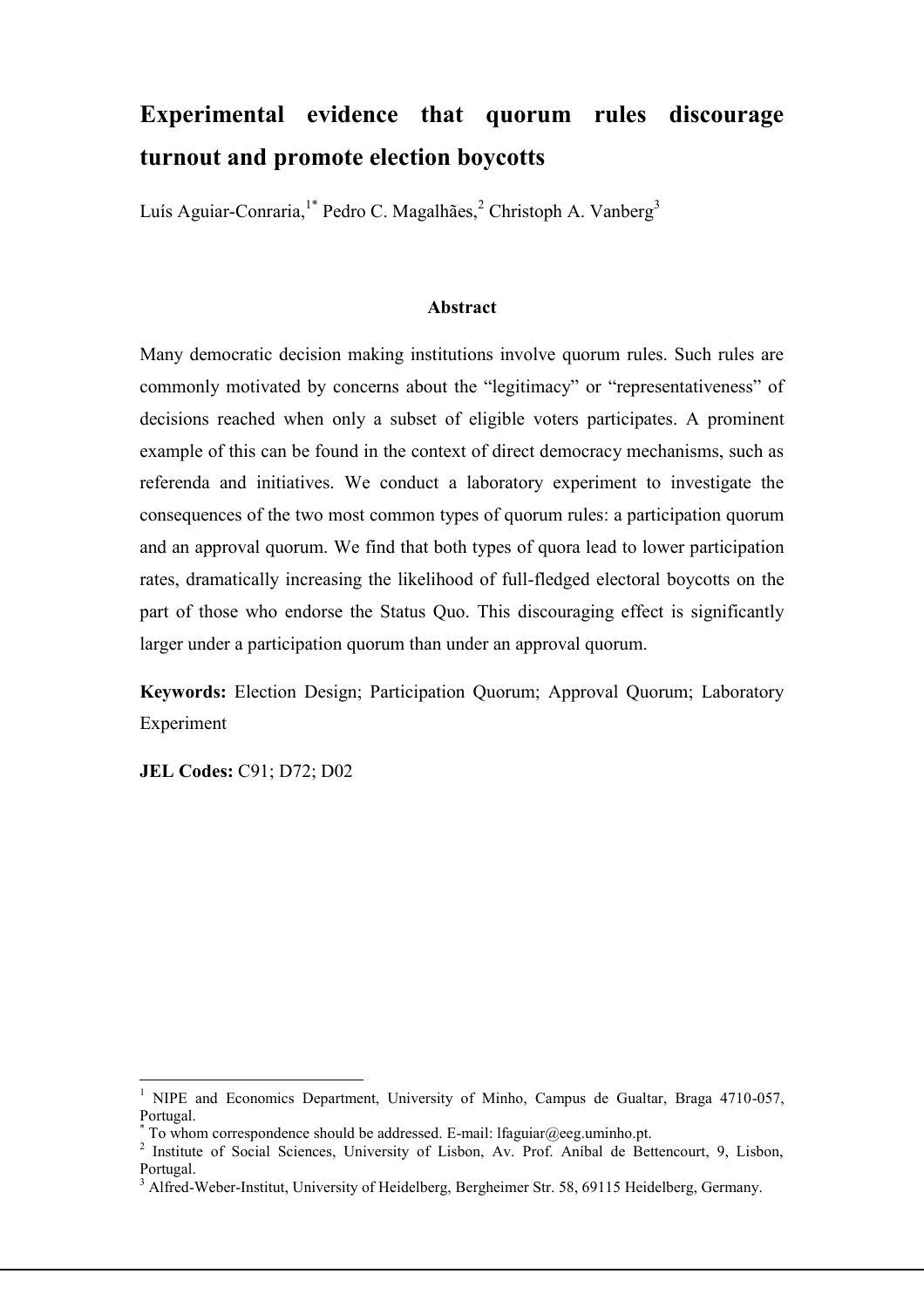# Experimental evidence that quorum rules discourage turnout and promote election boycotts

Luís Aguiar-Conraria,[1*] Pedro C. Magalhães,[2] Christoph A. Vanberg[3]

### Abstract

Many democratic decision making institutions involve quorum rules. Such rules are commonly motivated by concerns about the "legitimacy" or "representativeness" of decisions reached when only a subset of eligible voters participates. A prominent example of this can be found in the context of direct democracy mechanisms, such as referenda and initiatives. We conduct a laboratory experiment to investigate the consequences of the two most common types of quorum rules: a participation quorum and an approval quorum. We find that both types of quora lead to lower participation rates, dramatically increasing the likelihood of full-fledged electoral boycotts on the part of those who endorse the Status Quo. This discouraging effect is significantly larger under a participation quorum than under an approval quorum.

**Keywords:** Election Design; Participation Quorum; Approval Quorum; Laboratory Experiment

**JEL Codes:** C91; D72; D02

---

[1] NIPE and Economics Department, University of Minho, Campus de Gualtar, Braga 4710-057, Portugal.

[*] To whom correspondence should be addressed. E-mail: lfaguiar@eeg.uminho.pt.

[2] Institute of Social Sciences, University of Lisbon, Av. Prof. Aníbal de Bettencourt, 9, Lisbon, Portugal.

[3] Alfred-Weber-Institut, University of Heidelberg, Bergheimer Str. 58, 69115 Heidelberg, Germany.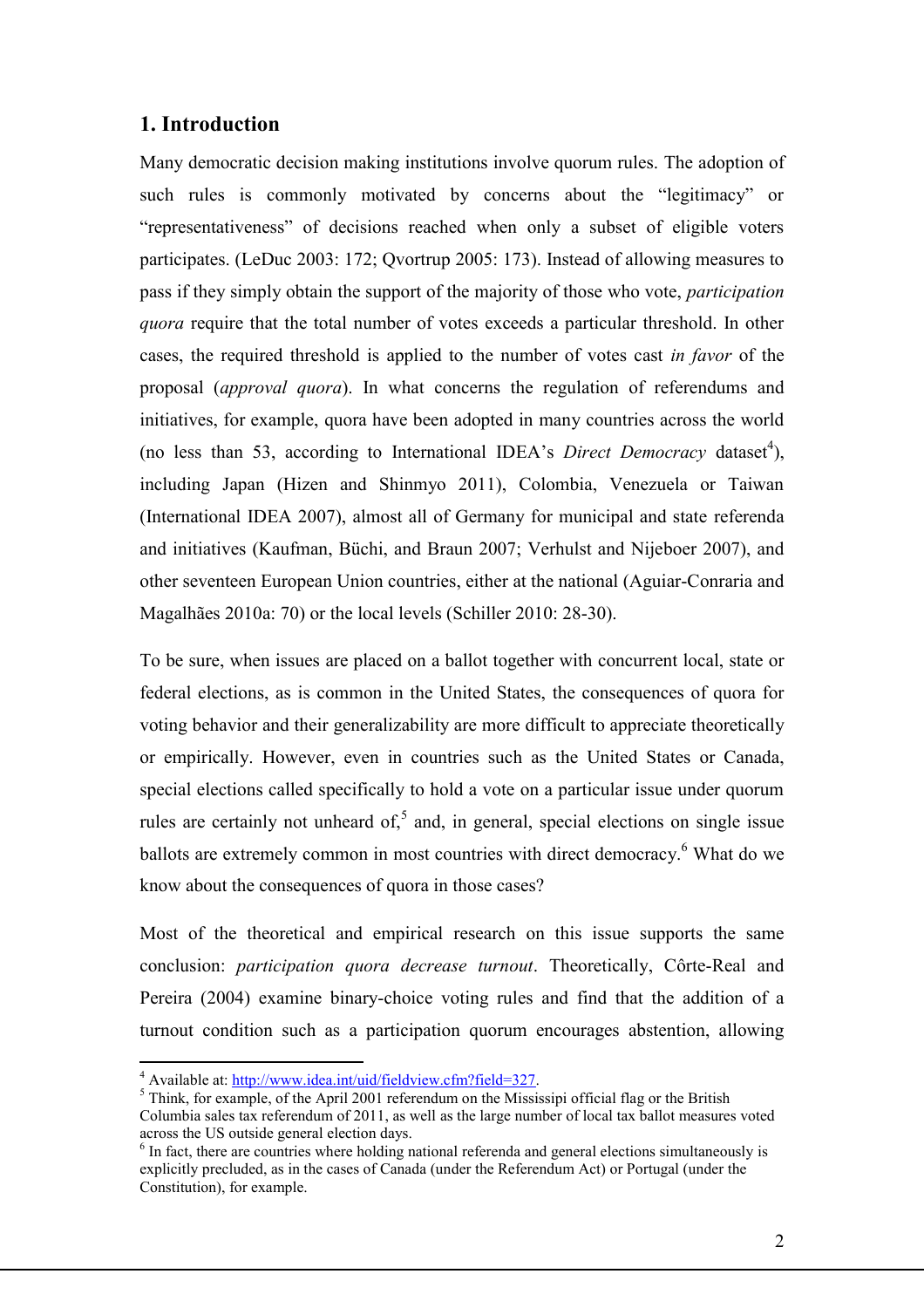## 1. Introduction

Many democratic decision making institutions involve quorum rules. The adoption of such rules is commonly motivated by concerns about the "legitimacy" or "representativeness" of decisions reached when only a subset of eligible voters participates. (LeDuc 2003: 172; Qvortrup 2005: 173). Instead of allowing measures to pass if they simply obtain the support of the majority of those who vote, *participation quora* require that the total number of votes exceeds a particular threshold. In other cases, the required threshold is applied to the number of votes cast *in favor* of the proposal (*approval quora*). In what concerns the regulation of referendums and initiatives, for example, quora have been adopted in many countries across the world (no less than 53, according to International IDEA's *Direct Democracy* dataset[4]), including Japan (Hizen and Shinmyo 2011), Colombia, Venezuela or Taiwan (International IDEA 2007), almost all of Germany for municipal and state referenda and initiatives (Kaufman, Büchi, and Braun 2007; Verhulst and Nijeboer 2007), and other seventeen European Union countries, either at the national (Aguiar-Conraria and Magalhães 2010a: 70) or the local levels (Schiller 2010: 28-30).

To be sure, when issues are placed on a ballot together with concurrent local, state or federal elections, as is common in the United States, the consequences of quora for voting behavior and their generalizability are more difficult to appreciate theoretically or empirically. However, even in countries such as the United States or Canada, special elections called specifically to hold a vote on a particular issue under quorum rules are certainly not unheard of,[5] and, in general, special elections on single issue ballots are extremely common in most countries with direct democracy.[6] What do we know about the consequences of quora in those cases?

Most of the theoretical and empirical research on this issue supports the same conclusion: *participation quora decrease turnout*. Theoretically, Côrte-Real and Pereira (2004) examine binary-choice voting rules and find that the addition of a turnout condition such as a participation quorum encourages abstention, allowing

---

[4] Available at: http://www.idea.int/uid/fieldview.cfm?field=327.

[5] Think, for example, of the April 2001 referendum on the Mississipi official flag or the British Columbia sales tax referendum of 2011, as well as the large number of local tax ballot measures voted across the US outside general election days.

[6] In fact, there are countries where holding national referenda and general elections simultaneously is explicitly precluded, as in the cases of Canada (under the Referendum Act) or Portugal (under the Constitution), for example.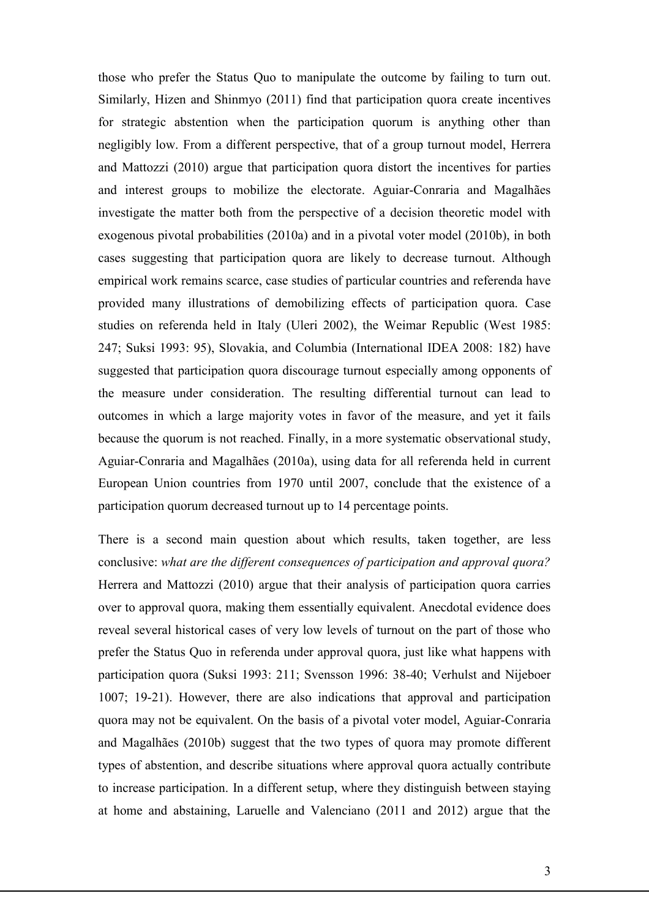those who prefer the Status Quo to manipulate the outcome by failing to turn out. Similarly, Hizen and Shinmyo (2011) find that participation quora create incentives for strategic abstention when the participation quorum is anything other than negligibly low. From a different perspective, that of a group turnout model, Herrera and Mattozzi (2010) argue that participation quora distort the incentives for parties and interest groups to mobilize the electorate. Aguiar-Conraria and Magalhães investigate the matter both from the perspective of a decision theoretic model with exogenous pivotal probabilities (2010a) and in a pivotal voter model (2010b), in both cases suggesting that participation quora are likely to decrease turnout. Although empirical work remains scarce, case studies of particular countries and referenda have provided many illustrations of demobilizing effects of participation quora. Case studies on referenda held in Italy (Uleri 2002), the Weimar Republic (West 1985: 247; Suksi 1993: 95), Slovakia, and Columbia (International IDEA 2008: 182) have suggested that participation quora discourage turnout especially among opponents of the measure under consideration. The resulting differential turnout can lead to outcomes in which a large majority votes in favor of the measure, and yet it fails because the quorum is not reached. Finally, in a more systematic observational study, Aguiar-Conraria and Magalhães (2010a), using data for all referenda held in current European Union countries from 1970 until 2007, conclude that the existence of a participation quorum decreased turnout up to 14 percentage points.

There is a second main question about which results, taken together, are less conclusive: *what are the different consequences of participation and approval quora?* Herrera and Mattozzi (2010) argue that their analysis of participation quora carries over to approval quora, making them essentially equivalent. Anecdotal evidence does reveal several historical cases of very low levels of turnout on the part of those who prefer the Status Quo in referenda under approval quora, just like what happens with participation quora (Suksi 1993: 211; Svensson 1996: 38-40; Verhulst and Nijeboer 1007; 19-21). However, there are also indications that approval and participation quora may not be equivalent. On the basis of a pivotal voter model, Aguiar-Conraria and Magalhães (2010b) suggest that the two types of quora may promote different types of abstention, and describe situations where approval quora actually contribute to increase participation. In a different setup, where they distinguish between staying at home and abstaining, Laruelle and Valenciano (2011 and 2012) argue that the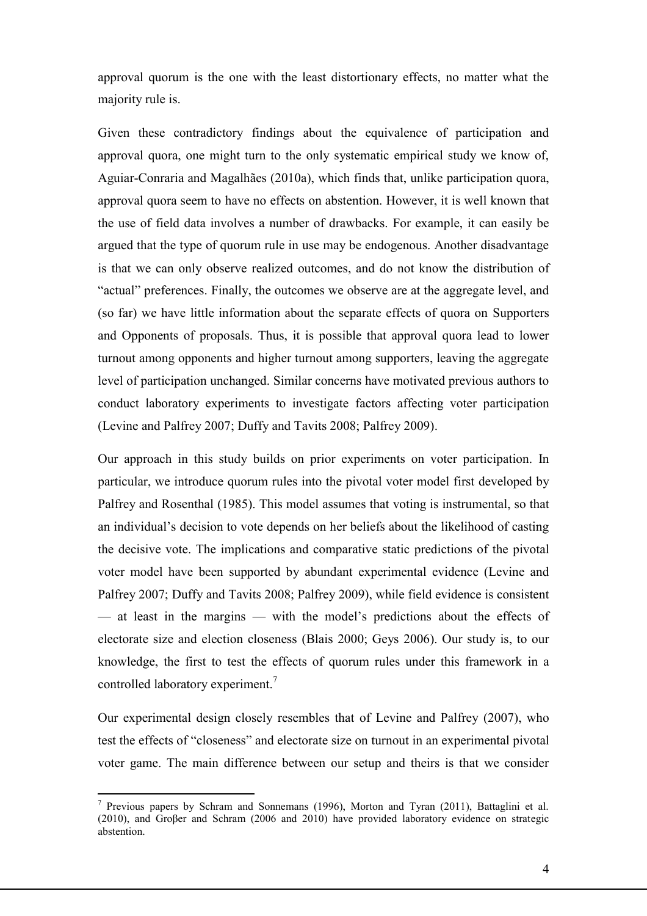approval quorum is the one with the least distortionary effects, no matter what the majority rule is.

Given these contradictory findings about the equivalence of participation and approval quora, one might turn to the only systematic empirical study we know of, Aguiar-Conraria and Magalhães (2010a), which finds that, unlike participation quora, approval quora seem to have no effects on abstention. However, it is well known that the use of field data involves a number of drawbacks. For example, it can easily be argued that the type of quorum rule in use may be endogenous. Another disadvantage is that we can only observe realized outcomes, and do not know the distribution of "actual" preferences. Finally, the outcomes we observe are at the aggregate level, and (so far) we have little information about the separate effects of quora on Supporters and Opponents of proposals. Thus, it is possible that approval quora lead to lower turnout among opponents and higher turnout among supporters, leaving the aggregate level of participation unchanged. Similar concerns have motivated previous authors to conduct laboratory experiments to investigate factors affecting voter participation (Levine and Palfrey 2007; Duffy and Tavits 2008; Palfrey 2009).

Our approach in this study builds on prior experiments on voter participation. In particular, we introduce quorum rules into the pivotal voter model first developed by Palfrey and Rosenthal (1985). This model assumes that voting is instrumental, so that an individual's decision to vote depends on her beliefs about the likelihood of casting the decisive vote. The implications and comparative static predictions of the pivotal voter model have been supported by abundant experimental evidence (Levine and Palfrey 2007; Duffy and Tavits 2008; Palfrey 2009), while field evidence is consistent — at least in the margins — with the model's predictions about the effects of electorate size and election closeness (Blais 2000; Geys 2006). Our study is, to our knowledge, the first to test the effects of quorum rules under this framework in a controlled laboratory experiment.[7]

Our experimental design closely resembles that of Levine and Palfrey (2007), who test the effects of "closeness" and electorate size on turnout in an experimental pivotal voter game. The main difference between our setup and theirs is that we consider

[7] Previous papers by Schram and Sonnemans (1996), Morton and Tyran (2011), Battaglini et al. (2010), and Groβer and Schram (2006 and 2010) have provided laboratory evidence on strategic abstention.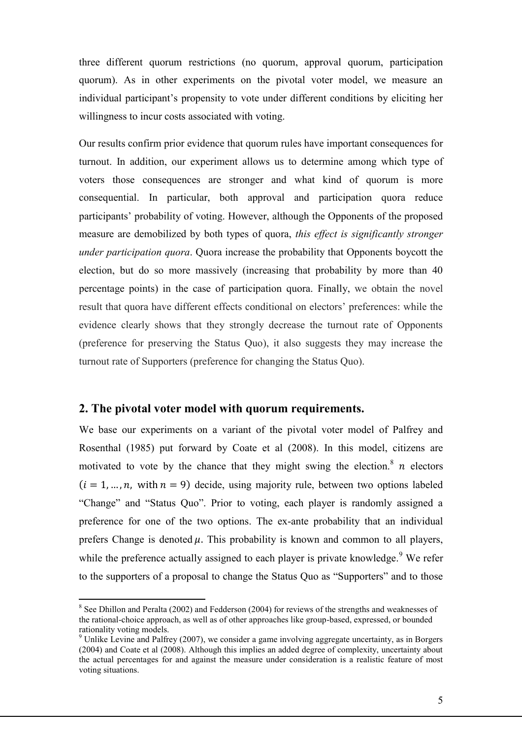three different quorum restrictions (no quorum, approval quorum, participation quorum). As in other experiments on the pivotal voter model, we measure an individual participant's propensity to vote under different conditions by eliciting her willingness to incur costs associated with voting.

Our results confirm prior evidence that quorum rules have important consequences for turnout. In addition, our experiment allows us to determine among which type of voters those consequences are stronger and what kind of quorum is more consequential. In particular, both approval and participation quora reduce participants' probability of voting. However, although the Opponents of the proposed measure are demobilized by both types of quora, *this effect is significantly stronger under participation quora*. Quora increase the probability that Opponents boycott the election, but do so more massively (increasing that probability by more than 40 percentage points) in the case of participation quora. Finally, we obtain the novel result that quora have different effects conditional on electors' preferences: while the evidence clearly shows that they strongly decrease the turnout rate of Opponents (preference for preserving the Status Quo), it also suggests they may increase the turnout rate of Supporters (preference for changing the Status Quo).

## 2. The pivotal voter model with quorum requirements.

We base our experiments on a variant of the pivotal voter model of Palfrey and Rosenthal (1985) put forward by Coate et al (2008). In this model, citizens are motivated to vote by the chance that they might swing the election.[8] $n$ electors ($i = 1, \ldots, n$, with $n = 9$) decide, using majority rule, between two options labeled "Change" and "Status Quo". Prior to voting, each player is randomly assigned a preference for one of the two options. The ex-ante probability that an individual prefers Change is denoted $\mu$. This probability is known and common to all players, while the preference actually assigned to each player is private knowledge.[9] We refer to the supporters of a proposal to change the Status Quo as "Supporters" and to those

---

[8] See Dhillon and Peralta (2002) and Fedderson (2004) for reviews of the strengths and weaknesses of the rational-choice approach, as well as of other approaches like group-based, expressed, or bounded rationality voting models.

[9] Unlike Levine and Palfrey (2007), we consider a game involving aggregate uncertainty, as in Borgers (2004) and Coate et al (2008). Although this implies an added degree of complexity, uncertainty about the actual percentages for and against the measure under consideration is a realistic feature of most voting situations.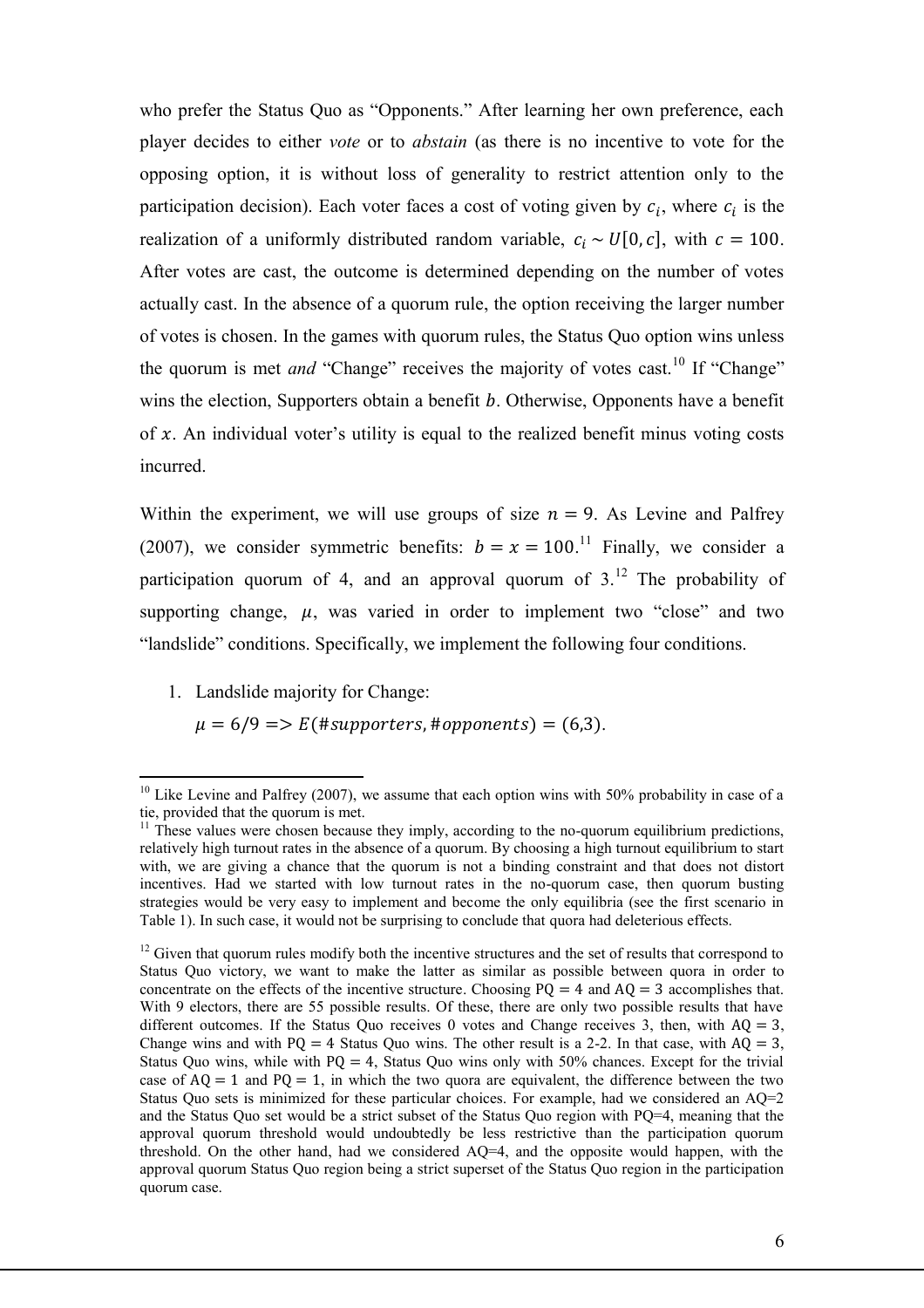who prefer the Status Quo as "Opponents." After learning her own preference, each player decides to either *vote* or to *abstain* (as there is no incentive to vote for the opposing option, it is without loss of generality to restrict attention only to the participation decision). Each voter faces a cost of voting given by $c_i$, where $c_i$ is the realization of a uniformly distributed random variable, $c_i \sim U[0, c]$, with $c = 100$. After votes are cast, the outcome is determined depending on the number of votes actually cast. In the absence of a quorum rule, the option receiving the larger number of votes is chosen. In the games with quorum rules, the Status Quo option wins unless the quorum is met *and* "Change" receives the majority of votes cast.[10] If "Change" wins the election, Supporters obtain a benefit $b$. Otherwise, Opponents have a benefit of $x$. An individual voter's utility is equal to the realized benefit minus voting costs incurred.

Within the experiment, we will use groups of size $n = 9$. As Levine and Palfrey (2007), we consider symmetric benefits: $b = x = 100$.[11] Finally, we consider a participation quorum of 4, and an approval quorum of 3.[12] The probability of supporting change, $\mu$, was varied in order to implement two "close" and two "landslide" conditions. Specifically, we implement the following four conditions.

1. Landslide majority for Change:
   $\mu = 6/9 => E(\#supporters, \#opponents) = (6,3)$.

---

[10] Like Levine and Palfrey (2007), we assume that each option wins with 50% probability in case of a tie, provided that the quorum is met.

[11] These values were chosen because they imply, according to the no-quorum equilibrium predictions, relatively high turnout rates in the absence of a quorum. By choosing a high turnout equilibrium to start with, we are giving a chance that the quorum is not a binding constraint and that does not distort incentives. Had we started with low turnout rates in the no-quorum case, then quorum busting strategies would be very easy to implement and become the only equilibria (see the first scenario in Table 1). In such case, it would not be surprising to conclude that quora had deleterious effects.

[12] Given that quorum rules modify both the incentive structures and the set of results that correspond to Status Quo victory, we want to make the latter as similar as possible between quora in order to concentrate on the effects of the incentive structure. Choosing PQ = 4 and AQ = 3 accomplishes that. With 9 electors, there are 55 possible results. Of these, there are only two possible results that have different outcomes. If the Status Quo receives 0 votes and Change receives 3, then, with AQ = 3, Change wins and with PQ = 4 Status Quo wins. The other result is a 2-2. In that case, with AQ = 3, Status Quo wins, while with PQ = 4, Status Quo wins only with 50% chances. Except for the trivial case of AQ = 1 and PQ = 1, in which the two quora are equivalent, the difference between the two Status Quo sets is minimized for these particular choices. For example, had we considered an AQ=2 and the Status Quo set would be a strict subset of the Status Quo region with PQ=4, meaning that the approval quorum threshold would undoubtedly be less restrictive than the participation quorum threshold. On the other hand, had we considered AQ=4, and the opposite would happen, with the approval quorum Status Quo region being a strict superset of the Status Quo region in the participation quorum case.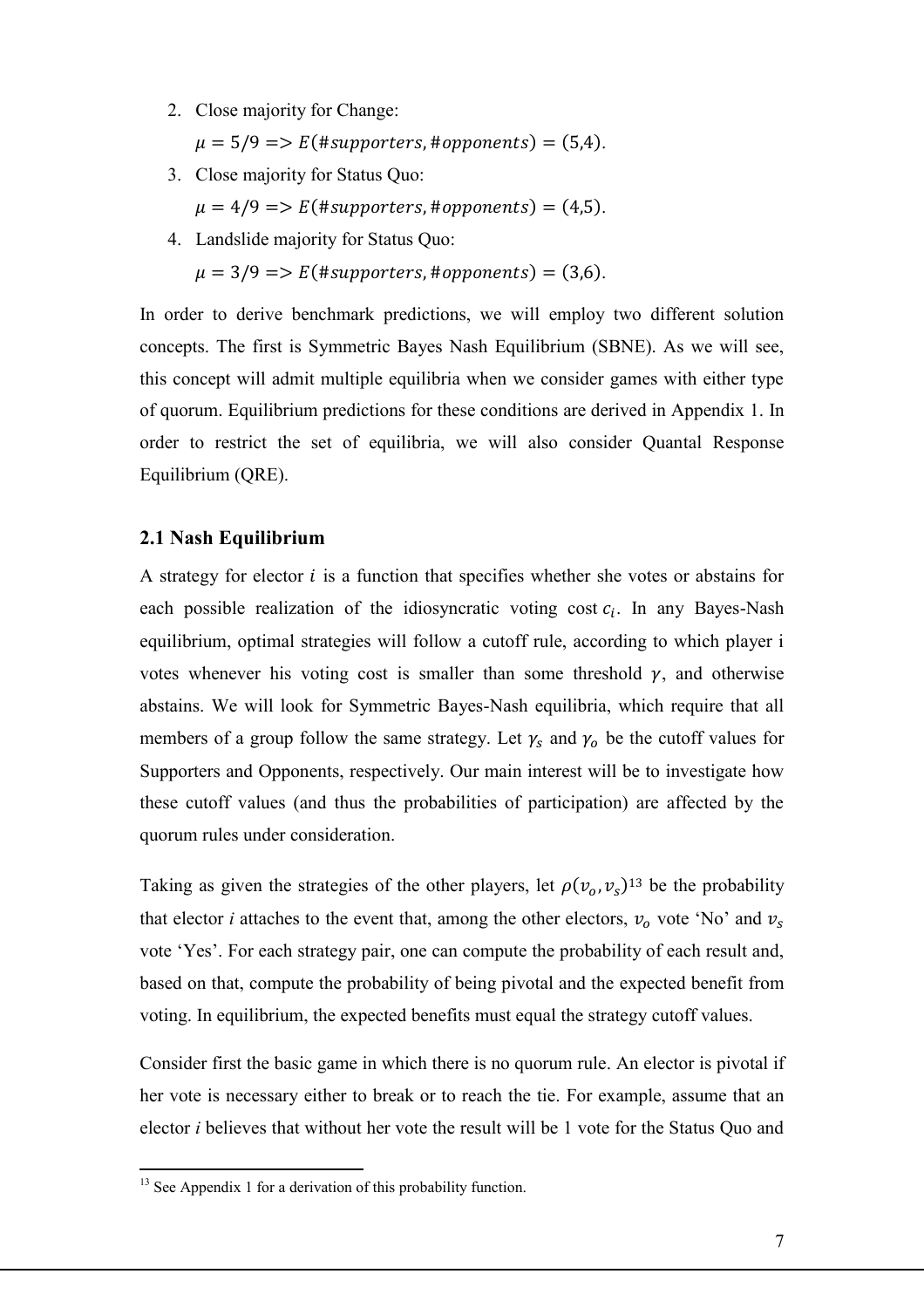2. Close majority for Change:

   $\mu = 5/9 \Rightarrow E(\#supporters, \#opponents) = (5,4)$.
3. Close majority for Status Quo:

   $\mu = 4/9 \Rightarrow E(\#supporters, \#opponents) = (4,5)$.
4. Landslide majority for Status Quo:

   $\mu = 3/9 \Rightarrow E(\#supporters, \#opponents) = (3,6)$.

In order to derive benchmark predictions, we will employ two different solution concepts. The first is Symmetric Bayes Nash Equilibrium (SBNE). As we will see, this concept will admit multiple equilibria when we consider games with either type of quorum. Equilibrium predictions for these conditions are derived in Appendix 1. In order to restrict the set of equilibria, we will also consider Quantal Response Equilibrium (QRE).

### 2.1 Nash Equilibrium

A strategy for elector $i$ is a function that specifies whether she votes or abstains for each possible realization of the idiosyncratic voting cost $c_i$. In any Bayes-Nash equilibrium, optimal strategies will follow a cutoff rule, according to which player i votes whenever his voting cost is smaller than some threshold $\gamma$, and otherwise abstains. We will look for Symmetric Bayes-Nash equilibria, which require that all members of a group follow the same strategy. Let $\gamma_s$ and $\gamma_o$ be the cutoff values for Supporters and Opponents, respectively. Our main interest will be to investigate how these cutoff values (and thus the probabilities of participation) are affected by the quorum rules under consideration.

Taking as given the strategies of the other players, let $\rho(v_o, v_s)$[13] be the probability that elector *i* attaches to the event that, among the other electors, $v_o$ vote 'No' and $v_s$ vote 'Yes'. For each strategy pair, one can compute the probability of each result and, based on that, compute the probability of being pivotal and the expected benefit from voting. In equilibrium, the expected benefits must equal the strategy cutoff values.

Consider first the basic game in which there is no quorum rule. An elector is pivotal if her vote is necessary either to break or to reach the tie. For example, assume that an elector *i* believes that without her vote the result will be 1 vote for the Status Quo and

[13] See Appendix 1 for a derivation of this probability function.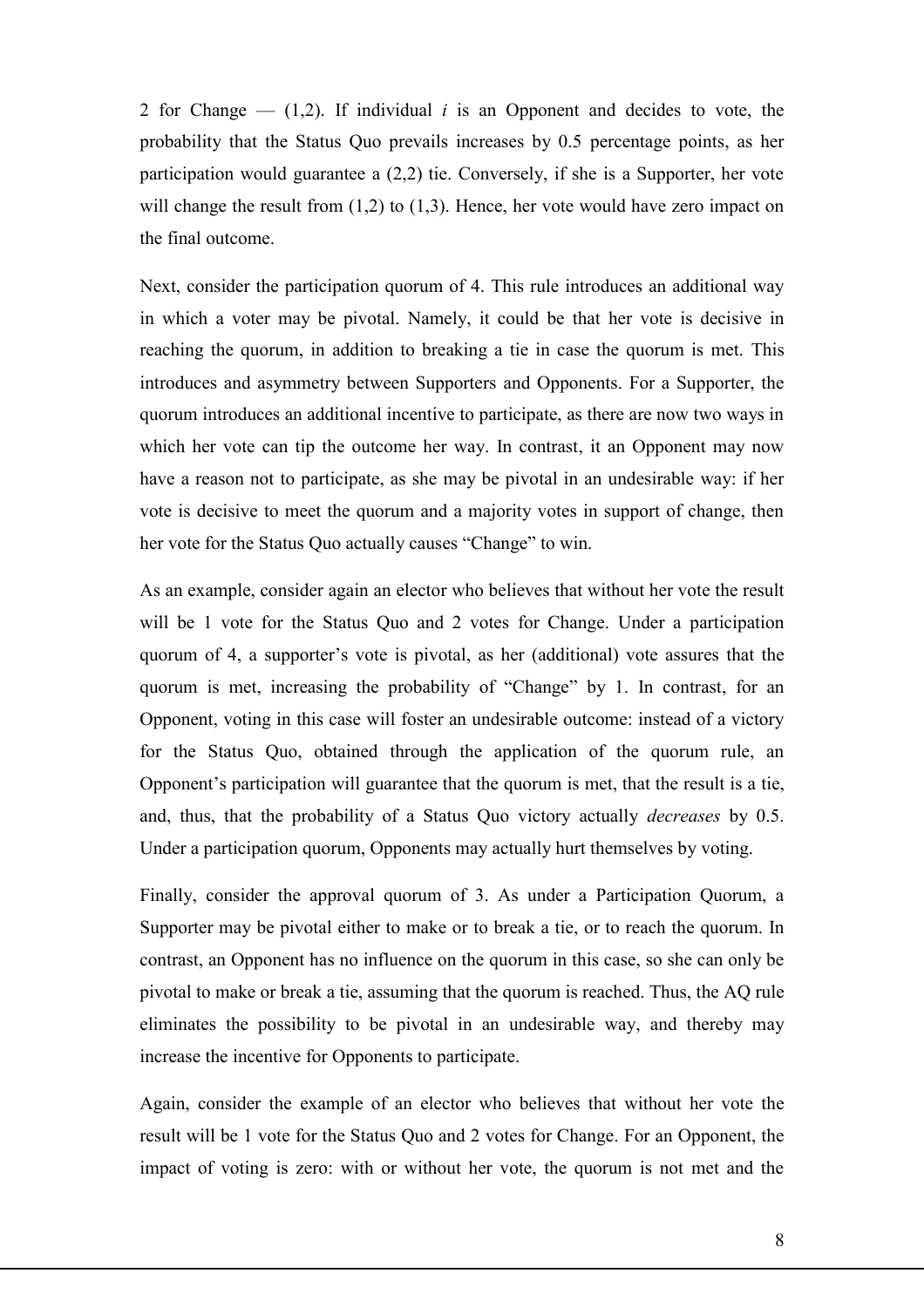2 for Change — (1,2). If individual *i* is an Opponent and decides to vote, the probability that the Status Quo prevails increases by 0.5 percentage points, as her participation would guarantee a (2,2) tie. Conversely, if she is a Supporter, her vote will change the result from (1,2) to (1,3). Hence, her vote would have zero impact on the final outcome.

Next, consider the participation quorum of 4. This rule introduces an additional way in which a voter may be pivotal. Namely, it could be that her vote is decisive in reaching the quorum, in addition to breaking a tie in case the quorum is met. This introduces and asymmetry between Supporters and Opponents. For a Supporter, the quorum introduces an additional incentive to participate, as there are now two ways in which her vote can tip the outcome her way. In contrast, it an Opponent may now have a reason not to participate, as she may be pivotal in an undesirable way: if her vote is decisive to meet the quorum and a majority votes in support of change, then her vote for the Status Quo actually causes "Change" to win.

As an example, consider again an elector who believes that without her vote the result will be 1 vote for the Status Quo and 2 votes for Change. Under a participation quorum of 4, a supporter's vote is pivotal, as her (additional) vote assures that the quorum is met, increasing the probability of "Change" by 1. In contrast, for an Opponent, voting in this case will foster an undesirable outcome: instead of a victory for the Status Quo, obtained through the application of the quorum rule, an Opponent's participation will guarantee that the quorum is met, that the result is a tie, and, thus, that the probability of a Status Quo victory actually *decreases* by 0.5. Under a participation quorum, Opponents may actually hurt themselves by voting.

Finally, consider the approval quorum of 3. As under a Participation Quorum, a Supporter may be pivotal either to make or to break a tie, or to reach the quorum. In contrast, an Opponent has no influence on the quorum in this case, so she can only be pivotal to make or break a tie, assuming that the quorum is reached. Thus, the AQ rule eliminates the possibility to be pivotal in an undesirable way, and thereby may increase the incentive for Opponents to participate.

Again, consider the example of an elector who believes that without her vote the result will be 1 vote for the Status Quo and 2 votes for Change. For an Opponent, the impact of voting is zero: with or without her vote, the quorum is not met and the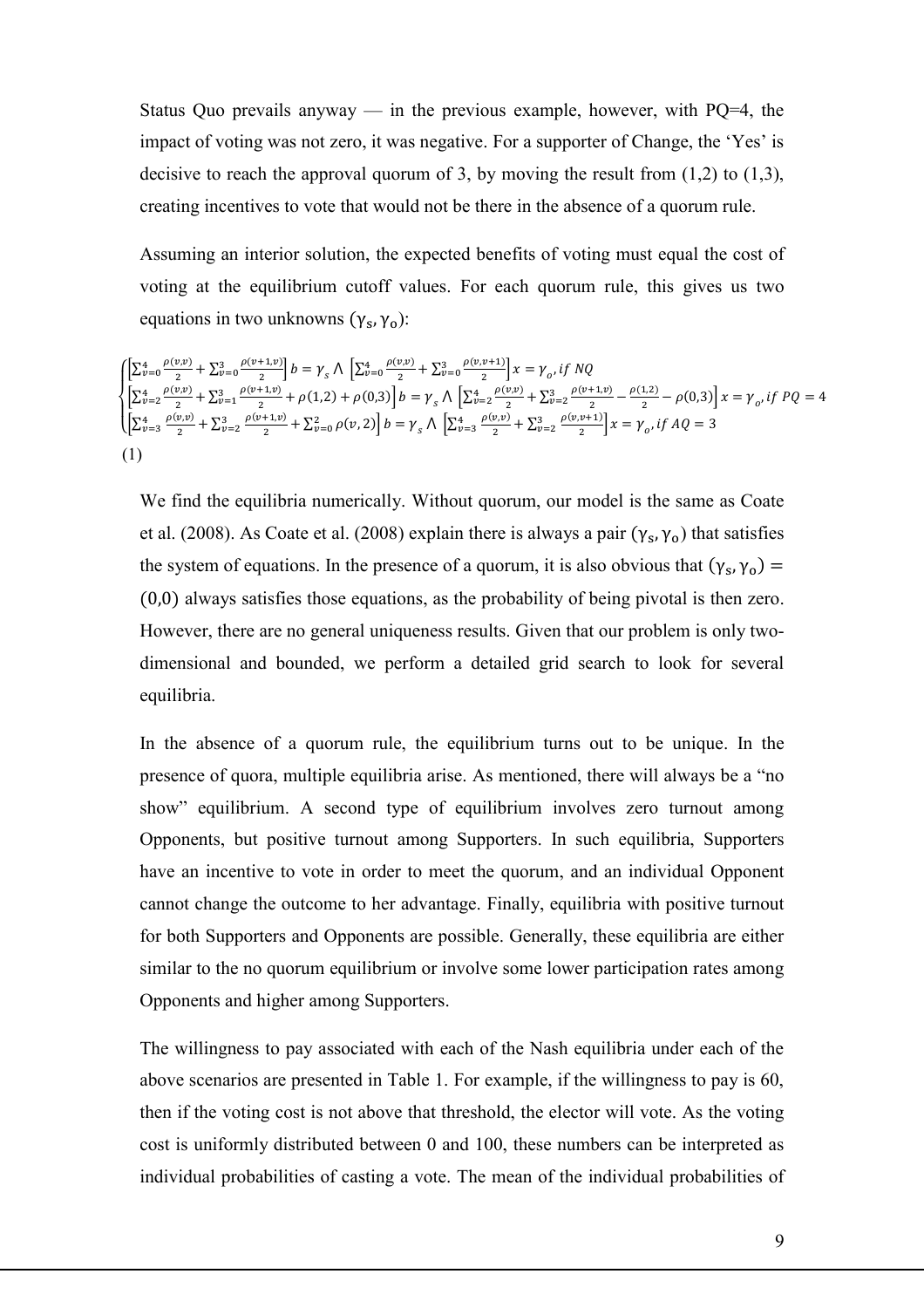Status Quo prevails anyway — in the previous example, however, with PQ=4, the impact of voting was not zero, it was negative. For a supporter of Change, the 'Yes' is decisive to reach the approval quorum of 3, by moving the result from (1,2) to (1,3), creating incentives to vote that would not be there in the absence of a quorum rule.

Assuming an interior solution, the expected benefits of voting must equal the cost of voting at the equilibrium cutoff values. For each quorum rule, this gives us two equations in two unknowns $(\gamma_s, \gamma_o)$:

$$
\begin{cases}
\left[\sum_{v=0}^{4} \frac{\rho(v,v)}{2} + \sum_{v=0}^{3} \frac{\rho(v+1,v)}{2}\right] b = \gamma_s \wedge \left[\sum_{v=0}^{4} \frac{\rho(v,v)}{2} + \sum_{v=0}^{3} \frac{\rho(v,v+1)}{2}\right] x = \gamma_o, \text{if } NQ \\
\left[\sum_{v=2}^{4} \frac{\rho(v,v)}{2} + \sum_{v=1}^{3} \frac{\rho(v+1,v)}{2} + \rho(1,2) + \rho(0,3)\right] b = \gamma_s \wedge \left[\sum_{v=2}^{4} \frac{\rho(v,v)}{2} + \sum_{v=2}^{3} \frac{\rho(v+1,v)}{2} - \frac{\rho(1,2)}{2} - \rho(0,3)\right] x = \gamma_o, \text{if } PQ = 4 \\
\left[\sum_{v=3}^{4} \frac{\rho(v,v)}{2} + \sum_{v=2}^{3} \frac{\rho(v+1,v)}{2} + \sum_{v=0}^{2} \rho(v,2)\right] b = \gamma_s \wedge \left[\sum_{v=3}^{4} \frac{\rho(v,v)}{2} + \sum_{v=2}^{3} \frac{\rho(v,v+1)}{2}\right] x = \gamma_o, \text{if } AQ = 3
\end{cases}
$$

(1)

We find the equilibria numerically. Without quorum, our model is the same as Coate et al. (2008). As Coate et al. (2008) explain there is always a pair $(\gamma_s, \gamma_o)$ that satisfies the system of equations. In the presence of a quorum, it is also obvious that $(\gamma_s, \gamma_o) = (0,0)$ always satisfies those equations, as the probability of being pivotal is then zero. However, there are no general uniqueness results. Given that our problem is only two-dimensional and bounded, we perform a detailed grid search to look for several equilibria.

In the absence of a quorum rule, the equilibrium turns out to be unique. In the presence of quora, multiple equilibria arise. As mentioned, there will always be a "no show" equilibrium. A second type of equilibrium involves zero turnout among Opponents, but positive turnout among Supporters. In such equilibria, Supporters have an incentive to vote in order to meet the quorum, and an individual Opponent cannot change the outcome to her advantage. Finally, equilibria with positive turnout for both Supporters and Opponents are possible. Generally, these equilibria are either similar to the no quorum equilibrium or involve some lower participation rates among Opponents and higher among Supporters.

The willingness to pay associated with each of the Nash equilibria under each of the above scenarios are presented in Table 1. For example, if the willingness to pay is 60, then if the voting cost is not above that threshold, the elector will vote. As the voting cost is uniformly distributed between 0 and 100, these numbers can be interpreted as individual probabilities of casting a vote. The mean of the individual probabilities of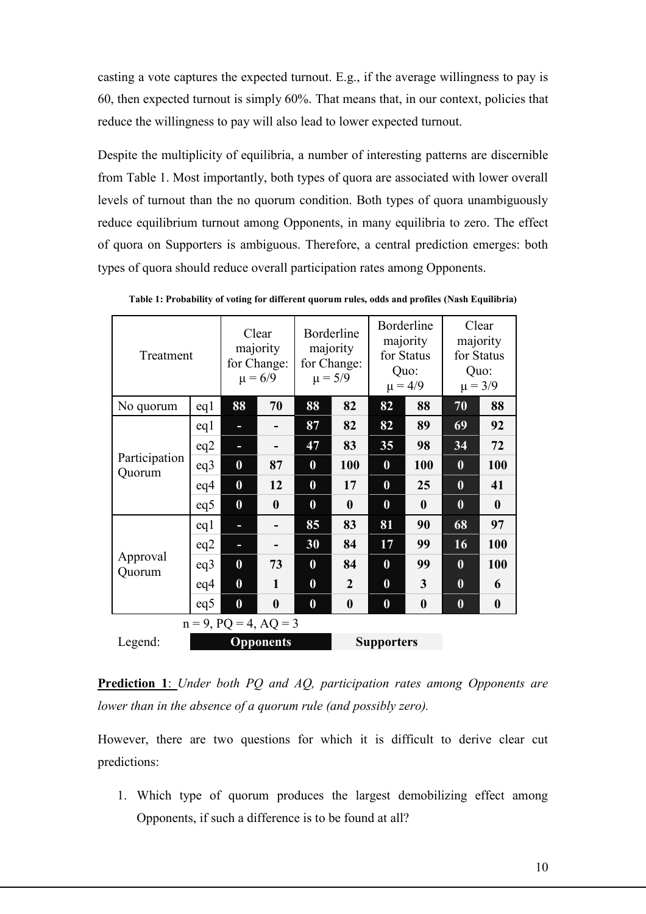casting a vote captures the expected turnout. E.g., if the average willingness to pay is 60, then expected turnout is simply 60%. That means that, in our context, policies that reduce the willingness to pay will also lead to lower expected turnout.

Despite the multiplicity of equilibria, a number of interesting patterns are discernible from Table 1. Most importantly, both types of quora are associated with lower overall levels of turnout than the no quorum condition. Both types of quora unambiguously reduce equilibrium turnout among Opponents, in many equilibria to zero. The effect of quora on Supporters is ambiguous. Therefore, a central prediction emerges: both types of quora should reduce overall participation rates among Opponents.

**Table 1: Probability of voting for different quorum rules, odds and profiles (Nash Equilibria)**

| Treatment | | Clear majority for Change: $\mu = 6/9$ | | Borderline majority for Change: $\mu = 5/9$ | | Borderline majority for Status Quo: $\mu = 4/9$ | | Clear majority for Status Quo: $\mu = 3/9$ | |
|---|---|---|---|---|---|---|---|---|---|
| No quorum | eq1 | **88** | **70** | **88** | **82** | **82** | **88** | **70** | **88** |
| Participation Quorum | eq1 | **-** | **-** | **87** | **82** | **82** | **89** | **69** | **92** |
| | eq2 | **-** | **-** | **47** | **83** | **35** | **98** | **34** | **72** |
| | eq3 | **0** | **87** | **0** | **100** | **0** | **100** | **0** | **100** |
| | eq4 | **0** | **12** | **0** | **17** | **0** | **25** | **0** | **41** |
| | eq5 | **0** | **0** | **0** | **0** | **0** | **0** | **0** | **0** |
| Approval Quorum | eq1 | **-** | **-** | **85** | **83** | **81** | **90** | **68** | **97** |
| | eq2 | **-** | **-** | **30** | **84** | **17** | **99** | **16** | **100** |
| | eq3 | **0** | **73** | **0** | **84** | **0** | **99** | **0** | **100** |
| | eq4 | **0** | **1** | **0** | **2** | **0** | **3** | **0** | **6** |
| | eq5 | **0** | **0** | **0** | **0** | **0** | **0** | **0** | **0** |

n = 9, PQ = 4, AQ = 3

Legend: **Opponents** (first column of each pair) **Supporters** (second column of each pair)

**Prediction 1**: *Under both PQ and AQ, participation rates among Opponents are lower than in the absence of a quorum rule (and possibly zero).*

However, there are two questions for which it is difficult to derive clear cut predictions:

1. Which type of quorum produces the largest demobilizing effect among Opponents, if such a difference is to be found at all?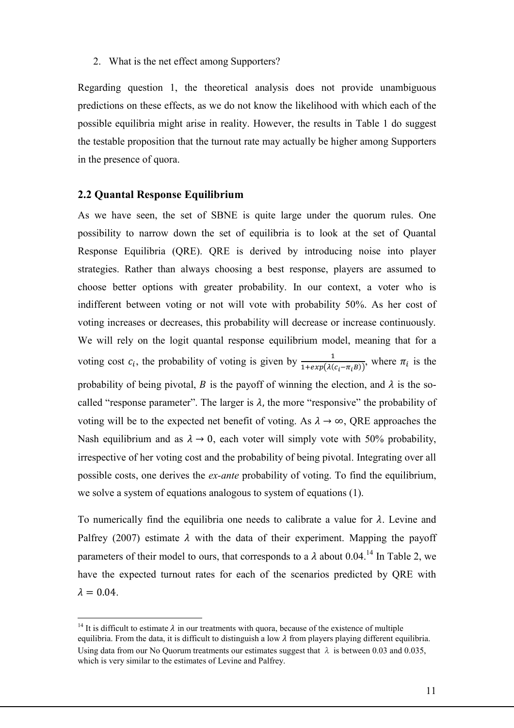2. What is the net effect among Supporters?

Regarding question 1, the theoretical analysis does not provide unambiguous predictions on these effects, as we do not know the likelihood with which each of the possible equilibria might arise in reality. However, the results in Table 1 do suggest the testable proposition that the turnout rate may actually be higher among Supporters in the presence of quora.

## 2.2 Quantal Response Equilibrium

As we have seen, the set of SBNE is quite large under the quorum rules. One possibility to narrow down the set of equilibria is to look at the set of Quantal Response Equilibria (QRE). QRE is derived by introducing noise into player strategies. Rather than always choosing a best response, players are assumed to choose better options with greater probability. In our context, a voter who is indifferent between voting or not will vote with probability 50%. As her cost of voting increases or decreases, this probability will decrease or increase continuously. We will rely on the logit quantal response equilibrium model, meaning that for a voting cost $c_i$, the probability of voting is given by $\frac{1}{1+exp(\lambda(c_i-\pi_i B))}$, where $\pi_i$ is the probability of being pivotal, $B$ is the payoff of winning the election, and $\lambda$ is the so-called "response parameter". The larger is $\lambda$, the more "responsive" the probability of voting will be to the expected net benefit of voting. As $\lambda \to \infty$, QRE approaches the Nash equilibrium and as $\lambda \to 0$, each voter will simply vote with 50% probability, irrespective of her voting cost and the probability of being pivotal. Integrating over all possible costs, one derives the *ex-ante* probability of voting. To find the equilibrium, we solve a system of equations analogous to system of equations (1).

To numerically find the equilibria one needs to calibrate a value for $\lambda$. Levine and Palfrey (2007) estimate $\lambda$ with the data of their experiment. Mapping the payoff parameters of their model to ours, that corresponds to a $\lambda$ about 0.04.[14] In Table 2, we have the expected turnout rates for each of the scenarios predicted by QRE with $\lambda = 0.04$.

[14] It is difficult to estimate $\lambda$ in our treatments with quora, because of the existence of multiple equilibria. From the data, it is difficult to distinguish a low $\lambda$ from players playing different equilibria. Using data from our No Quorum treatments our estimates suggest that $\lambda$ is between 0.03 and 0.035, which is very similar to the estimates of Levine and Palfrey.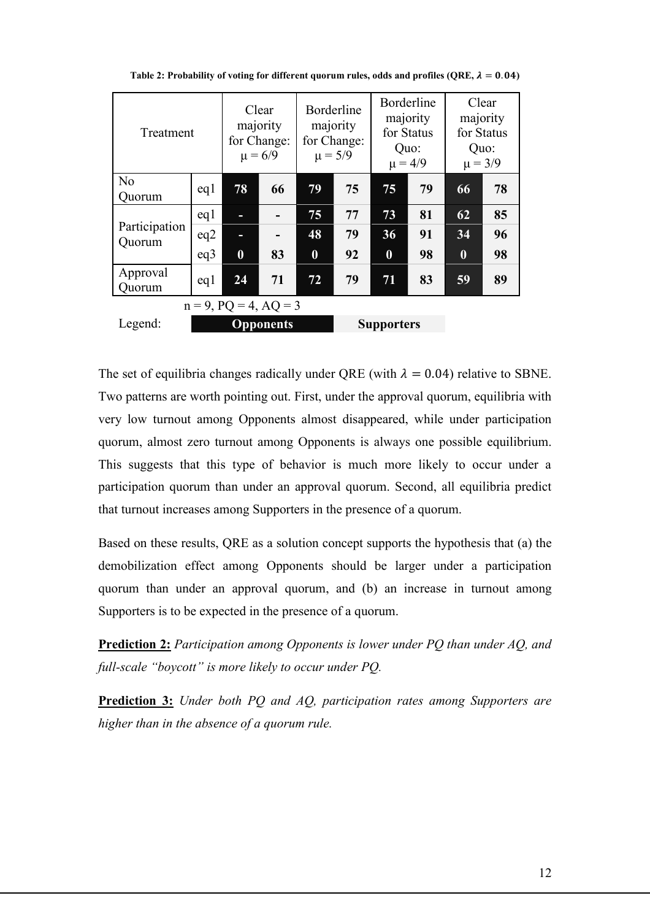**Table 2: Probability of voting for different quorum rules, odds and profiles (QRE, $\lambda = 0.04$)**

| Treatment | | Clear majority for Change: $\mu = 6/9$ | | Borderline majority for Change: $\mu = 5/9$ | | Borderline majority for Status Quo: $\mu = 4/9$ | | Clear majority for Status Quo: $\mu = 3/9$ | |
|---|---|---|---|---|---|---|---|---|---|
| No Quorum | eq1 | 78 | 66 | 79 | 75 | 75 | 79 | 66 | 78 |
| Participation Quorum | eq1 | - | - | 75 | 77 | 73 | 81 | 62 | 85 |
| | eq2 | - | - | 48 | 79 | 36 | 91 | 34 | 96 |
| | eq3 | 0 | 83 | 0 | 92 | 0 | 98 | 0 | 98 |
| Approval Quorum | eq1 | 24 | 71 | 72 | 79 | 71 | 83 | 59 | 89 |

n = 9, PQ = 4, AQ = 3

Legend: **Opponents** (first column of each pair) **Supporters** (second column of each pair)

The set of equilibria changes radically under QRE (with $\lambda = 0.04$) relative to SBNE. Two patterns are worth pointing out. First, under the approval quorum, equilibria with very low turnout among Opponents almost disappeared, while under participation quorum, almost zero turnout among Opponents is always one possible equilibrium. This suggests that this type of behavior is much more likely to occur under a participation quorum than under an approval quorum. Second, all equilibria predict that turnout increases among Supporters in the presence of a quorum.

Based on these results, QRE as a solution concept supports the hypothesis that (a) the demobilization effect among Opponents should be larger under a participation quorum than under an approval quorum, and (b) an increase in turnout among Supporters is to be expected in the presence of a quorum.

**Prediction 2:** *Participation among Opponents is lower under PQ than under AQ, and full-scale "boycott" is more likely to occur under PQ.*

**Prediction 3:** *Under both PQ and AQ, participation rates among Supporters are higher than in the absence of a quorum rule.*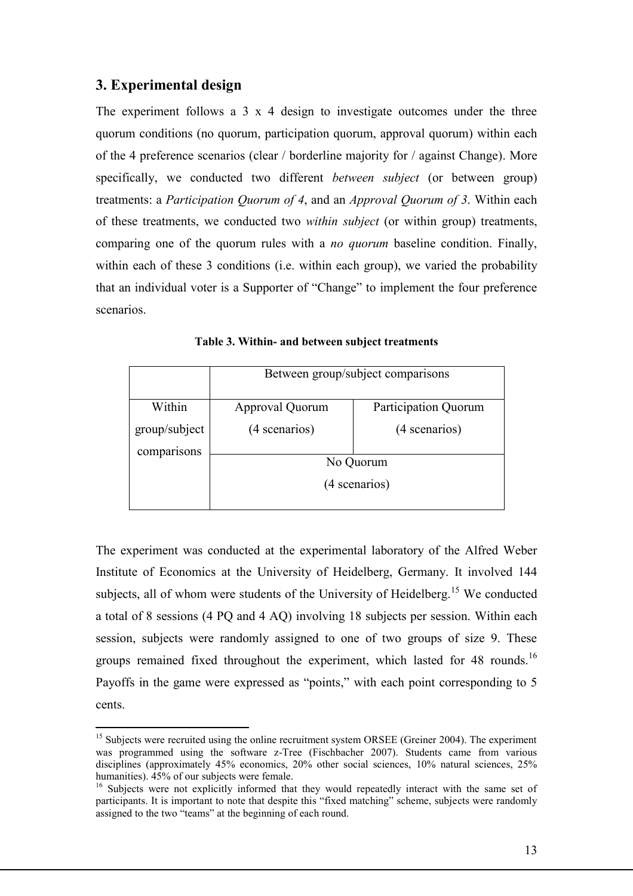## 3. Experimental design

The experiment follows a 3 x 4 design to investigate outcomes under the three quorum conditions (no quorum, participation quorum, approval quorum) within each of the 4 preference scenarios (clear / borderline majority for / against Change). More specifically, we conducted two different *between subject* (or between group) treatments: a *Participation Quorum of 4*, and an *Approval Quorum of 3*. Within each of these treatments, we conducted two *within subject* (or within group) treatments, comparing one of the quorum rules with a *no quorum* baseline condition. Finally, within each of these 3 conditions (i.e. within each group), we varied the probability that an individual voter is a Supporter of "Change" to implement the four preference scenarios.

**Table 3. Within- and between subject treatments**

| | Between group/subject comparisons | |
|---|---|---|
| Within group/subject comparisons | Approval Quorum (4 scenarios) | Participation Quorum (4 scenarios) |
| | No Quorum (4 scenarios) | |

The experiment was conducted at the experimental laboratory of the Alfred Weber Institute of Economics at the University of Heidelberg, Germany. It involved 144 subjects, all of whom were students of the University of Heidelberg.[15] We conducted a total of 8 sessions (4 PQ and 4 AQ) involving 18 subjects per session. Within each session, subjects were randomly assigned to one of two groups of size 9. These groups remained fixed throughout the experiment, which lasted for 48 rounds.[16] Payoffs in the game were expressed as "points," with each point corresponding to 5 cents.

[15] Subjects were recruited using the online recruitment system ORSEE (Greiner 2004). The experiment was programmed using the software z-Tree (Fischbacher 2007). Students came from various disciplines (approximately 45% economics, 20% other social sciences, 10% natural sciences, 25% humanities). 45% of our subjects were female.

[16] Subjects were not explicitly informed that they would repeatedly interact with the same set of participants. It is important to note that despite this "fixed matching" scheme, subjects were randomly assigned to the two "teams" at the beginning of each round.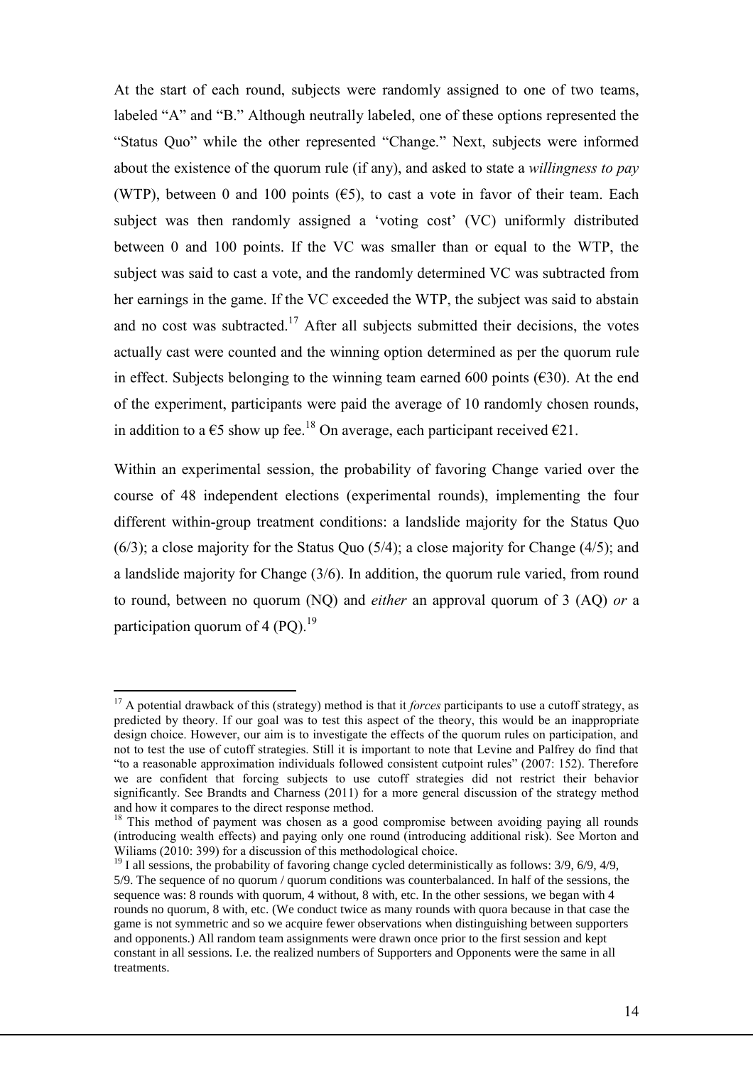At the start of each round, subjects were randomly assigned to one of two teams, labeled "A" and "B." Although neutrally labeled, one of these options represented the "Status Quo" while the other represented "Change." Next, subjects were informed about the existence of the quorum rule (if any), and asked to state a *willingness to pay* (WTP), between 0 and 100 points (€5), to cast a vote in favor of their team. Each subject was then randomly assigned a 'voting cost' (VC) uniformly distributed between 0 and 100 points. If the VC was smaller than or equal to the WTP, the subject was said to cast a vote, and the randomly determined VC was subtracted from her earnings in the game. If the VC exceeded the WTP, the subject was said to abstain and no cost was subtracted.[17] After all subjects submitted their decisions, the votes actually cast were counted and the winning option determined as per the quorum rule in effect. Subjects belonging to the winning team earned 600 points (€30). At the end of the experiment, participants were paid the average of 10 randomly chosen rounds, in addition to a €5 show up fee.[18] On average, each participant received €21.

Within an experimental session, the probability of favoring Change varied over the course of 48 independent elections (experimental rounds), implementing the four different within-group treatment conditions: a landslide majority for the Status Quo (6/3); a close majority for the Status Quo (5/4); a close majority for Change (4/5); and a landslide majority for Change (3/6). In addition, the quorum rule varied, from round to round, between no quorum (NQ) and *either* an approval quorum of 3 (AQ) *or* a participation quorum of 4 (PQ).[19]

---

[17] A potential drawback of this (strategy) method is that it *forces* participants to use a cutoff strategy, as predicted by theory. If our goal was to test this aspect of the theory, this would be an inappropriate design choice. However, our aim is to investigate the effects of the quorum rules on participation, and not to test the use of cutoff strategies. Still it is important to note that Levine and Palfrey do find that "to a reasonable approximation individuals followed consistent cutpoint rules" (2007: 152). Therefore we are confident that forcing subjects to use cutoff strategies did not restrict their behavior significantly. See Brandts and Charness (2011) for a more general discussion of the strategy method and how it compares to the direct response method.

[18] This method of payment was chosen as a good compromise between avoiding paying all rounds (introducing wealth effects) and paying only one round (introducing additional risk). See Morton and Wiliams (2010: 399) for a discussion of this methodological choice.

[19] I all sessions, the probability of favoring change cycled deterministically as follows: 3/9, 6/9, 4/9, 5/9. The sequence of no quorum / quorum conditions was counterbalanced. In half of the sessions, the sequence was: 8 rounds with quorum, 4 without, 8 with, etc. In the other sessions, we began with 4 rounds no quorum, 8 with, etc. (We conduct twice as many rounds with quora because in that case the game is not symmetric and so we acquire fewer observations when distinguishing between supporters and opponents.) All random team assignments were drawn once prior to the first session and kept constant in all sessions. I.e. the realized numbers of Supporters and Opponents were the same in all treatments.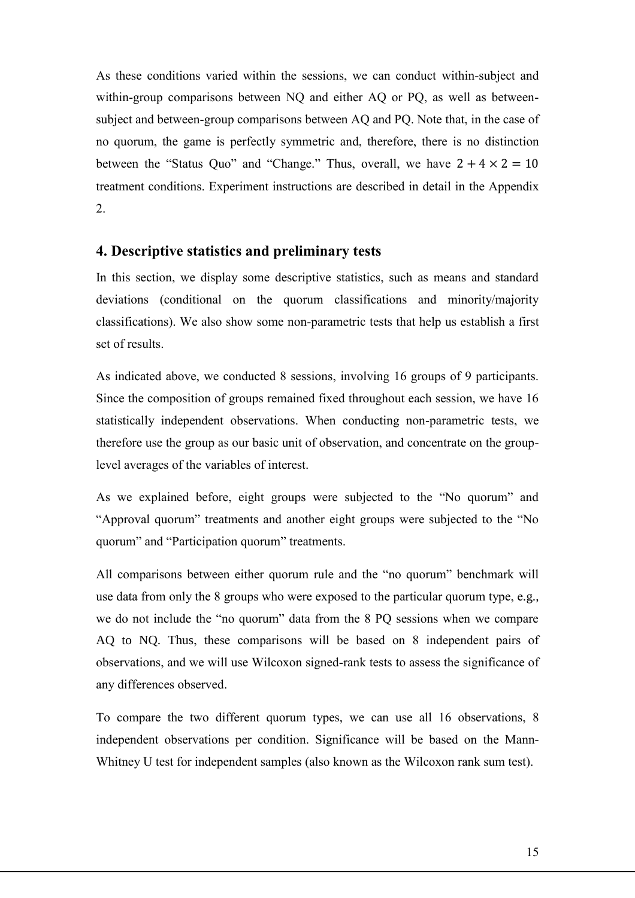As these conditions varied within the sessions, we can conduct within-subject and within-group comparisons between NQ and either AQ or PQ, as well as between-subject and between-group comparisons between AQ and PQ. Note that, in the case of no quorum, the game is perfectly symmetric and, therefore, there is no distinction between the "Status Quo" and "Change." Thus, overall, we have $2 + 4 \times 2 = 10$ treatment conditions. Experiment instructions are described in detail in the Appendix 2.

## 4. Descriptive statistics and preliminary tests

In this section, we display some descriptive statistics, such as means and standard deviations (conditional on the quorum classifications and minority/majority classifications). We also show some non-parametric tests that help us establish a first set of results.

As indicated above, we conducted 8 sessions, involving 16 groups of 9 participants. Since the composition of groups remained fixed throughout each session, we have 16 statistically independent observations. When conducting non-parametric tests, we therefore use the group as our basic unit of observation, and concentrate on the group-level averages of the variables of interest.

As we explained before, eight groups were subjected to the "No quorum" and "Approval quorum" treatments and another eight groups were subjected to the "No quorum" and "Participation quorum" treatments.

All comparisons between either quorum rule and the "no quorum" benchmark will use data from only the 8 groups who were exposed to the particular quorum type, e.g., we do not include the "no quorum" data from the 8 PQ sessions when we compare AQ to NQ. Thus, these comparisons will be based on 8 independent pairs of observations, and we will use Wilcoxon signed-rank tests to assess the significance of any differences observed.

To compare the two different quorum types, we can use all 16 observations, 8 independent observations per condition. Significance will be based on the Mann-Whitney U test for independent samples (also known as the Wilcoxon rank sum test).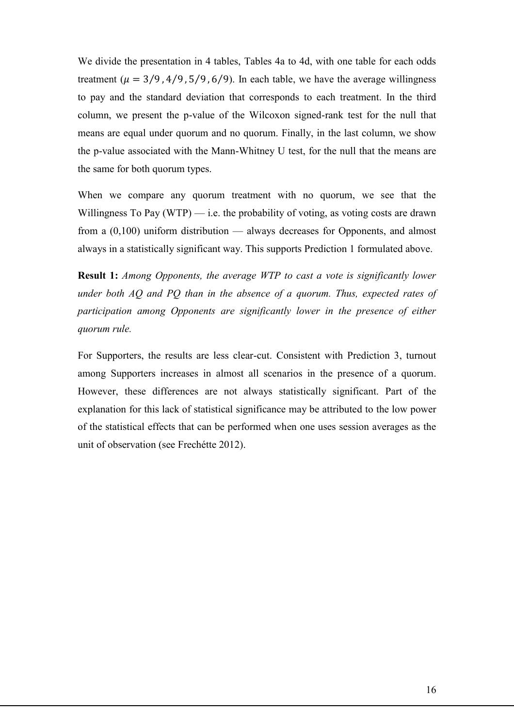We divide the presentation in 4 tables, Tables 4a to 4d, with one table for each odds treatment ($\mu = 3/9, 4/9, 5/9, 6/9$). In each table, we have the average willingness to pay and the standard deviation that corresponds to each treatment. In the third column, we present the p-value of the Wilcoxon signed-rank test for the null that means are equal under quorum and no quorum. Finally, in the last column, we show the p-value associated with the Mann-Whitney U test, for the null that the means are the same for both quorum types.

When we compare any quorum treatment with no quorum, we see that the Willingness To Pay (WTP) — i.e. the probability of voting, as voting costs are drawn from a (0,100) uniform distribution — always decreases for Opponents, and almost always in a statistically significant way. This supports Prediction 1 formulated above.

**Result 1:** *Among Opponents, the average WTP to cast a vote is significantly lower under both AQ and PQ than in the absence of a quorum. Thus, expected rates of participation among Opponents are significantly lower in the presence of either quorum rule.*

For Supporters, the results are less clear-cut. Consistent with Prediction 3, turnout among Supporters increases in almost all scenarios in the presence of a quorum. However, these differences are not always statistically significant. Part of the explanation for this lack of statistical significance may be attributed to the low power of the statistical effects that can be performed when one uses session averages as the unit of observation (see Frechétte 2012).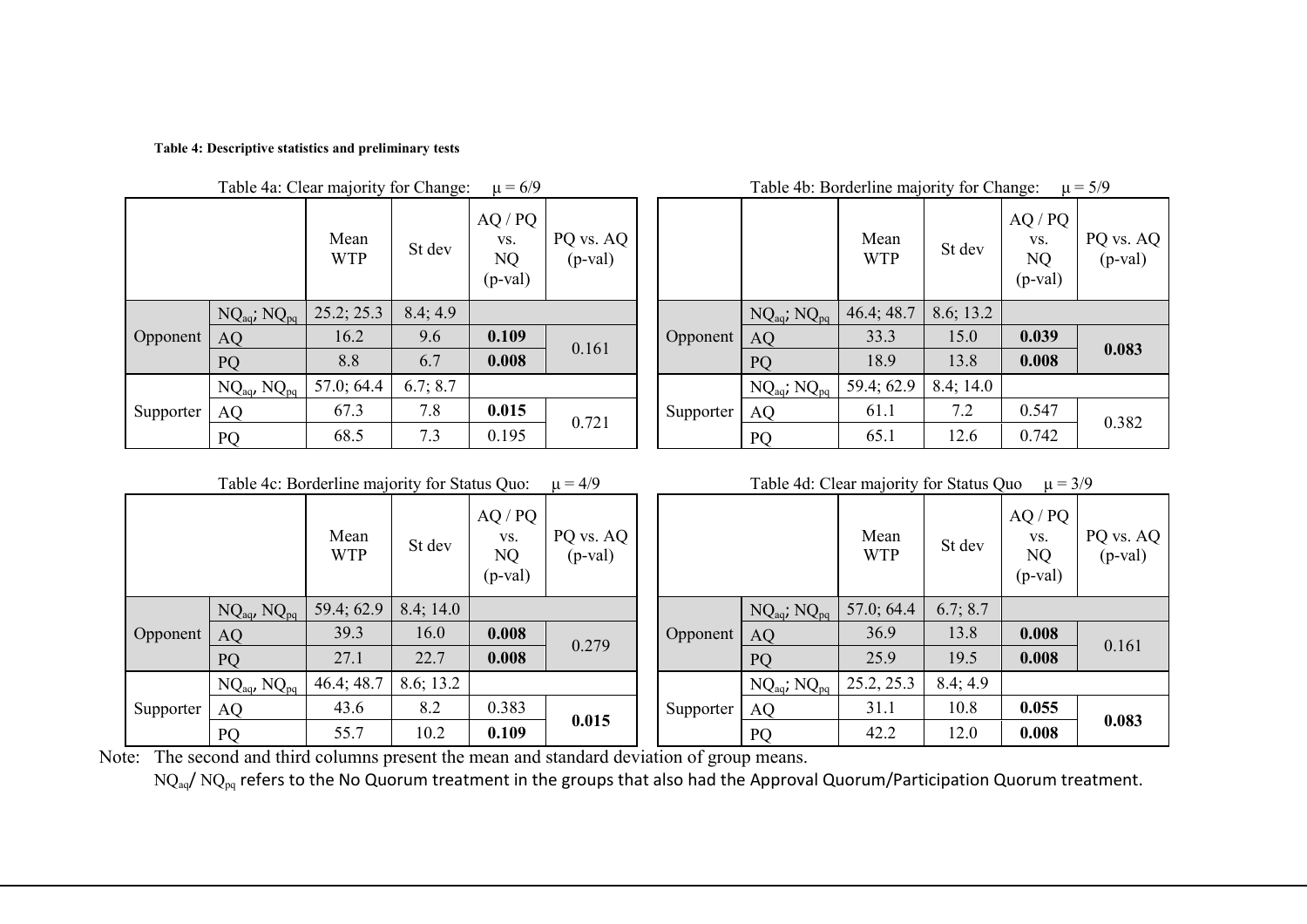**Table 4: Descriptive statistics and preliminary tests**

Table 4a: Clear majority for Change: $\mu = 6/9$

| | | Mean WTP | St dev | AQ / PQ vs. NQ (p-val) | PQ vs. AQ (p-val) |
|---|---|---|---|---|---|
| Opponent | $NQ_{aq}$; $NQ_{pq}$ | 25.2; 25.3 | 8.4; 4.9 | | |
| | AQ | 16.2 | 9.6 | **0.109** | 0.161 |
| | PQ | 8.8 | 6.7 | **0.008** | |
| Supporter | $NQ_{aq}$, $NQ_{pq}$ | 57.0; 64.4 | 6.7; 8.7 | | |
| | AQ | 67.3 | 7.8 | **0.015** | 0.721 |
| | PQ | 68.5 | 7.3 | 0.195 | |

Table 4b: Borderline majority for Change: $\mu = 5/9$

| | | Mean WTP | St dev | AQ / PQ vs. NQ (p-val) | PQ vs. AQ (p-val) |
|---|---|---|---|---|---|
| Opponent | $NQ_{aq}$; $NQ_{pq}$ | 46.4; 48.7 | 8.6; 13.2 | | |
| | AQ | 33.3 | 15.0 | **0.039** | **0.083** |
| | PQ | 18.9 | 13.8 | **0.008** | |
| Supporter | $NQ_{aq}$; $NQ_{pq}$ | 59.4; 62.9 | 8.4; 14.0 | | |
| | AQ | 61.1 | 7.2 | 0.547 | 0.382 |
| | PQ | 65.1 | 12.6 | 0.742 | |

Table 4c: Borderline majority for Status Quo: $\mu = 4/9$

| | | Mean WTP | St dev | AQ / PQ vs. NQ (p-val) | PQ vs. AQ (p-val) |
|---|---|---|---|---|---|
| Opponent | $NQ_{aq}$, $NQ_{pq}$ | 59.4; 62.9 | 8.4; 14.0 | | |
| | AQ | 39.3 | 16.0 | **0.008** | 0.279 |
| | PQ | 27.1 | 22.7 | **0.008** | |
| Supporter | $NQ_{aq}$, $NQ_{pq}$ | 46.4; 48.7 | 8.6; 13.2 | | |
| | AQ | 43.6 | 8.2 | 0.383 | **0.015** |
| | PQ | 55.7 | 10.2 | **0.109** | |

Table 4d: Clear majority for Status Quo $\mu = 3/9$

| | | Mean WTP | St dev | AQ / PQ vs. NQ (p-val) | PQ vs. AQ (p-val) |
|---|---|---|---|---|---|
| Opponent | $NQ_{aq}$; $NQ_{pq}$ | 57.0; 64.4 | 6.7; 8.7 | | |
| | AQ | 36.9 | 13.8 | **0.008** | 0.161 |
| | PQ | 25.9 | 19.5 | **0.008** | |
| Supporter | $NQ_{aq}$; $NQ_{pq}$ | 25.2, 25.3 | 8.4; 4.9 | | |
| | AQ | 31.1 | 10.8 | **0.055** | **0.083** |
| | PQ | 42.2 | 12.0 | **0.008** | |

Note: The second and third columns present the mean and standard deviation of group means.
$NQ_{aq}$/ $NQ_{pq}$ refers to the No Quorum treatment in the groups that also had the Approval Quorum/Participation Quorum treatment.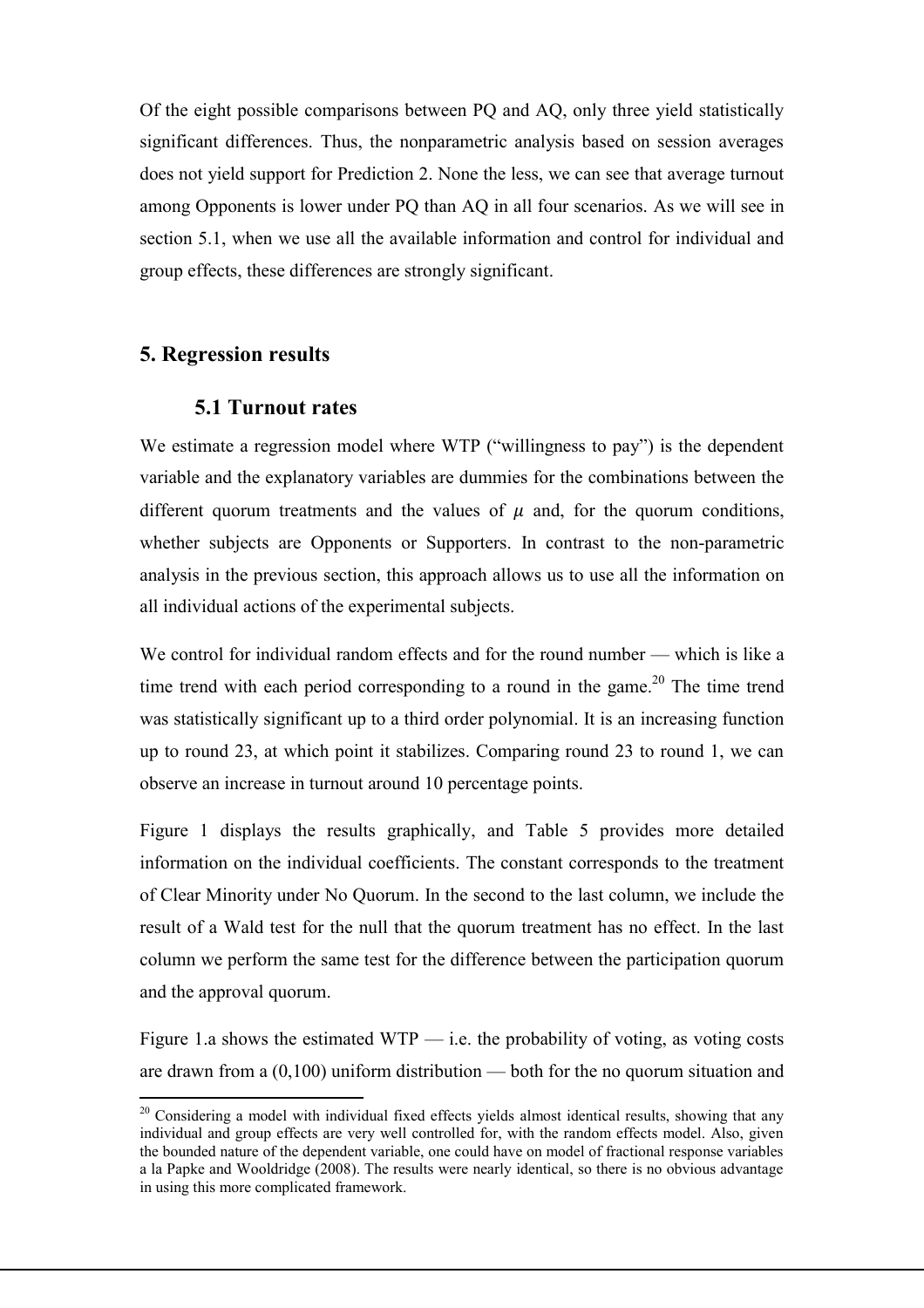Of the eight possible comparisons between PQ and AQ, only three yield statistically significant differences. Thus, the nonparametric analysis based on session averages does not yield support for Prediction 2. None the less, we can see that average turnout among Opponents is lower under PQ than AQ in all four scenarios. As we will see in section 5.1, when we use all the available information and control for individual and group effects, these differences are strongly significant.

## 5. Regression results

### 5.1 Turnout rates

We estimate a regression model where WTP ("willingness to pay") is the dependent variable and the explanatory variables are dummies for the combinations between the different quorum treatments and the values of $\mu$ and, for the quorum conditions, whether subjects are Opponents or Supporters. In contrast to the non-parametric analysis in the previous section, this approach allows us to use all the information on all individual actions of the experimental subjects.

We control for individual random effects and for the round number — which is like a time trend with each period corresponding to a round in the game.[20] The time trend was statistically significant up to a third order polynomial. It is an increasing function up to round 23, at which point it stabilizes. Comparing round 23 to round 1, we can observe an increase in turnout around 10 percentage points.

Figure 1 displays the results graphically, and Table 5 provides more detailed information on the individual coefficients. The constant corresponds to the treatment of Clear Minority under No Quorum. In the second to the last column, we include the result of a Wald test for the null that the quorum treatment has no effect. In the last column we perform the same test for the difference between the participation quorum and the approval quorum.

Figure 1.a shows the estimated WTP — i.e. the probability of voting, as voting costs are drawn from a (0,100) uniform distribution — both for the no quorum situation and

[20] Considering a model with individual fixed effects yields almost identical results, showing that any individual and group effects are very well controlled for, with the random effects model. Also, given the bounded nature of the dependent variable, one could have on model of fractional response variables a la Papke and Wooldridge (2008). The results were nearly identical, so there is no obvious advantage in using this more complicated framework.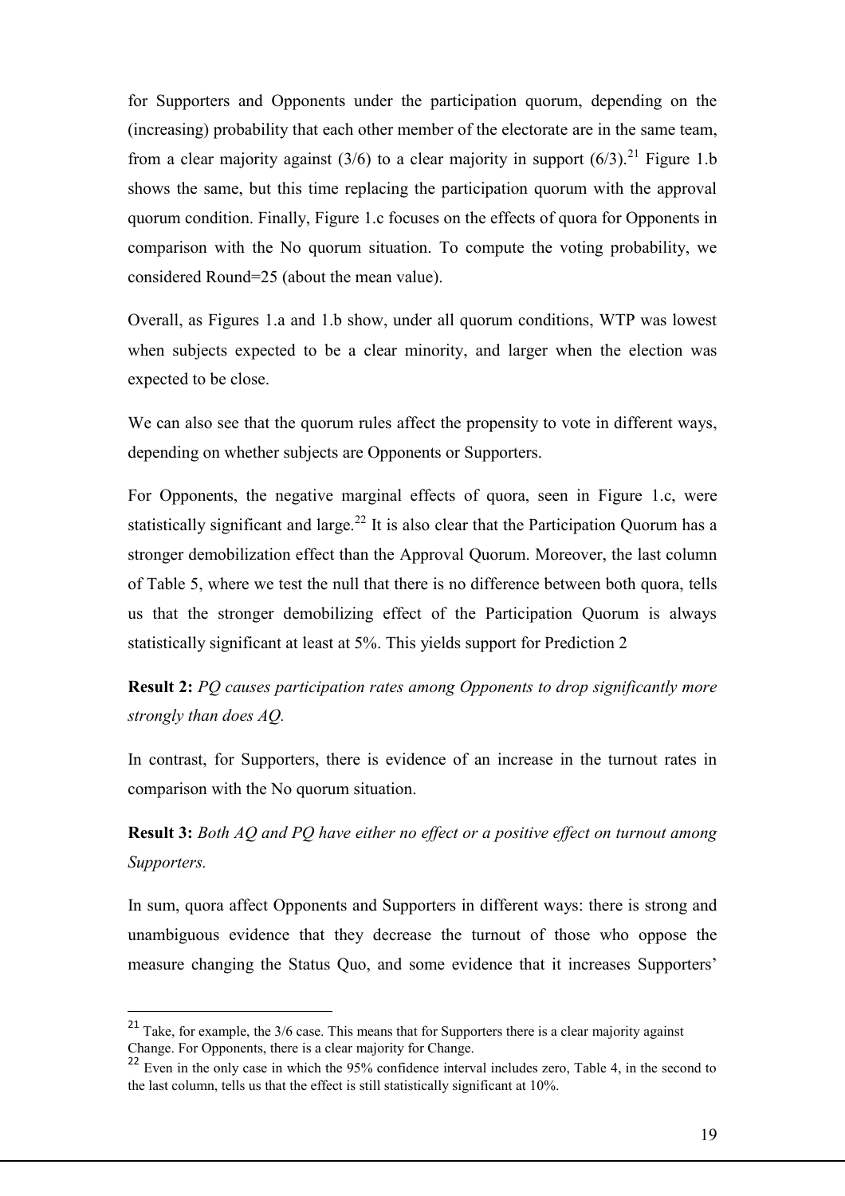for Supporters and Opponents under the participation quorum, depending on the (increasing) probability that each other member of the electorate are in the same team, from a clear majority against (3/6) to a clear majority in support (6/3).[21] Figure 1.b shows the same, but this time replacing the participation quorum with the approval quorum condition. Finally, Figure 1.c focuses on the effects of quora for Opponents in comparison with the No quorum situation. To compute the voting probability, we considered Round=25 (about the mean value).

Overall, as Figures 1.a and 1.b show, under all quorum conditions, WTP was lowest when subjects expected to be a clear minority, and larger when the election was expected to be close.

We can also see that the quorum rules affect the propensity to vote in different ways, depending on whether subjects are Opponents or Supporters.

For Opponents, the negative marginal effects of quora, seen in Figure 1.c, were statistically significant and large.[22] It is also clear that the Participation Quorum has a stronger demobilization effect than the Approval Quorum. Moreover, the last column of Table 5, where we test the null that there is no difference between both quora, tells us that the stronger demobilizing effect of the Participation Quorum is always statistically significant at least at 5%. This yields support for Prediction 2

**Result 2:** *PQ causes participation rates among Opponents to drop significantly more strongly than does AQ.*

In contrast, for Supporters, there is evidence of an increase in the turnout rates in comparison with the No quorum situation.

**Result 3:** *Both AQ and PQ have either no effect or a positive effect on turnout among Supporters.*

In sum, quora affect Opponents and Supporters in different ways: there is strong and unambiguous evidence that they decrease the turnout of those who oppose the measure changing the Status Quo, and some evidence that it increases Supporters'

---

[21] Take, for example, the 3/6 case. This means that for Supporters there is a clear majority against Change. For Opponents, there is a clear majority for Change.

[22] Even in the only case in which the 95% confidence interval includes zero, Table 4, in the second to the last column, tells us that the effect is still statistically significant at 10%.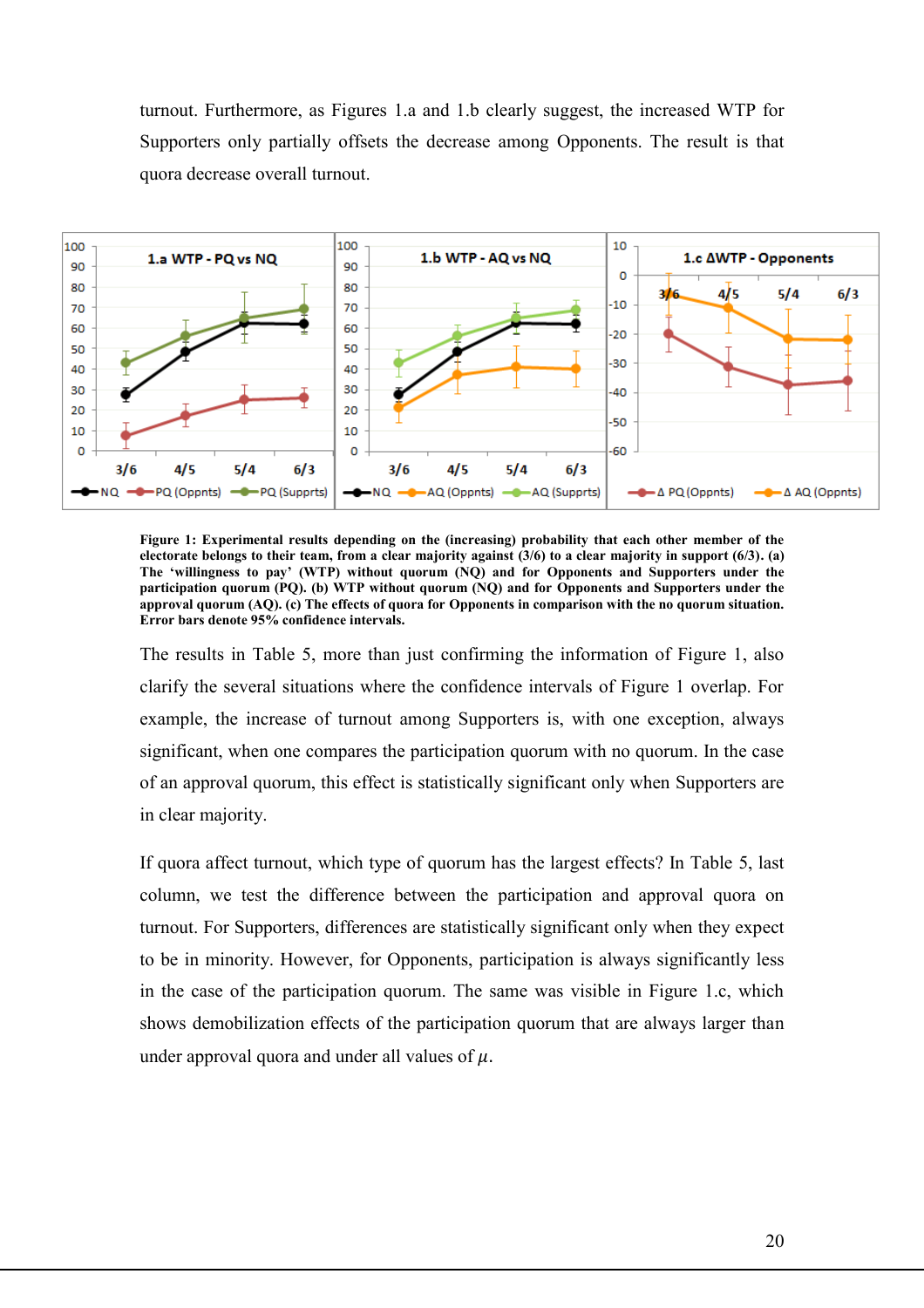turnout. Furthermore, as Figures 1.a and 1.b clearly suggest, the increased WTP for Supporters only partially offsets the decrease among Opponents. The result is that quora decrease overall turnout.

**Figure 1: Experimental results depending on the (increasing) probability that each other member of the electorate belongs to their team, from a clear majority against (3/6) to a clear majority in support (6/3). (a) The 'willingness to pay' (WTP) without quorum (NQ) and for Opponents and Supporters under the participation quorum (PQ). (b) WTP without quorum (NQ) and for Opponents and Supporters under the approval quorum (AQ). (c) The effects of quora for Opponents in comparison with the no quorum situation. Error bars denote 95% confidence intervals.**

The results in Table 5, more than just confirming the information of Figure 1, also clarify the several situations where the confidence intervals of Figure 1 overlap. For example, the increase of turnout among Supporters is, with one exception, always significant, when one compares the participation quorum with no quorum. In the case of an approval quorum, this effect is statistically significant only when Supporters are in clear majority.

If quora affect turnout, which type of quorum has the largest effects? In Table 5, last column, we test the difference between the participation and approval quora on turnout. For Supporters, differences are statistically significant only when they expect to be in minority. However, for Opponents, participation is always significantly less in the case of the participation quorum. The same was visible in Figure 1.c, which shows demobilization effects of the participation quorum that are always larger than under approval quora and under all values of $\mu$.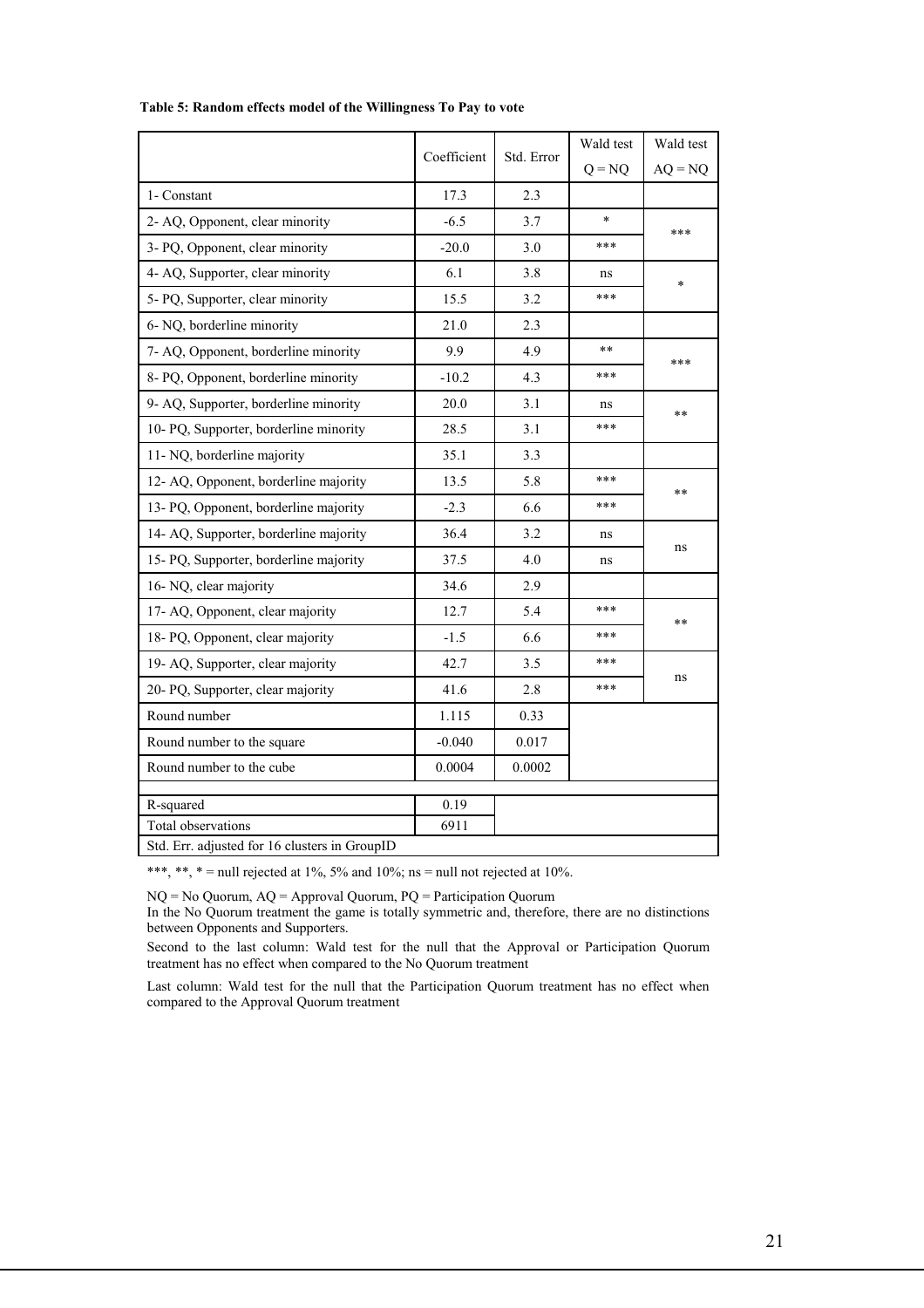**Table 5: Random effects model of the Willingness To Pay to vote**

| | Coefficient | Std. Error | Wald test Q = NQ | Wald test AQ = NQ |
|---|---|---|---|---|
| 1- Constant | 17.3 | 2.3 | | |
| 2- AQ, Opponent, clear minority | -6.5 | 3.7 | * | *** |
| 3- PQ, Opponent, clear minority | -20.0 | 3.0 | *** | |
| 4- AQ, Supporter, clear minority | 6.1 | 3.8 | ns | * |
| 5- PQ, Supporter, clear minority | 15.5 | 3.2 | *** | |
| 6- NQ, borderline minority | 21.0 | 2.3 | | |
| 7- AQ, Opponent, borderline minority | 9.9 | 4.9 | ** | *** |
| 8- PQ, Opponent, borderline minority | -10.2 | 4.3 | *** | |
| 9- AQ, Supporter, borderline minority | 20.0 | 3.1 | ns | ** |
| 10- PQ, Supporter, borderline minority | 28.5 | 3.1 | *** | |
| 11- NQ, borderline majority | 35.1 | 3.3 | | |
| 12- AQ, Opponent, borderline majority | 13.5 | 5.8 | *** | ** |
| 13- PQ, Opponent, borderline majority | -2.3 | 6.6 | *** | |
| 14- AQ, Supporter, borderline majority | 36.4 | 3.2 | ns | ns |
| 15- PQ, Supporter, borderline majority | 37.5 | 4.0 | ns | |
| 16- NQ, clear majority | 34.6 | 2.9 | | |
| 17- AQ, Opponent, clear majority | 12.7 | 5.4 | *** | ** |
| 18- PQ, Opponent, clear majority | -1.5 | 6.6 | *** | |
| 19- AQ, Supporter, clear majority | 42.7 | 3.5 | *** | ns |
| 20- PQ, Supporter, clear majority | 41.6 | 2.8 | *** | |
| Round number | 1.115 | 0.33 | | |
| Round number to the square | -0.040 | 0.017 | | |
| Round number to the cube | 0.0004 | 0.0002 | | |
| R-squared | 0.19 | | | |
| Total observations | 6911 | | | |
| Std. Err. adjusted for 16 clusters in GroupID | | | | |

***, **, * = null rejected at 1%, 5% and 10%; ns = null not rejected at 10%.

NQ = No Quorum, AQ = Approval Quorum, PQ = Participation Quorum
In the No Quorum treatment the game is totally symmetric and, therefore, there are no distinctions between Opponents and Supporters.

Second to the last column: Wald test for the null that the Approval or Participation Quorum treatment has no effect when compared to the No Quorum treatment

Last column: Wald test for the null that the Participation Quorum treatment has no effect when compared to the Approval Quorum treatment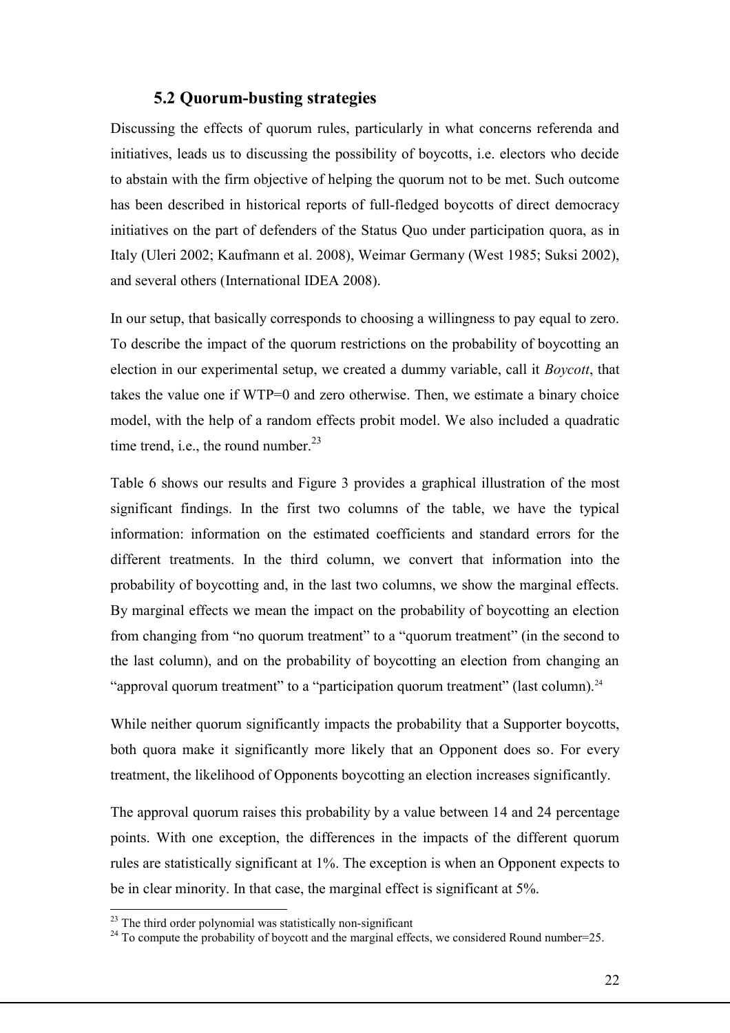### 5.2 Quorum-busting strategies

Discussing the effects of quorum rules, particularly in what concerns referenda and initiatives, leads us to discussing the possibility of boycotts, i.e. electors who decide to abstain with the firm objective of helping the quorum not to be met. Such outcome has been described in historical reports of full-fledged boycotts of direct democracy initiatives on the part of defenders of the Status Quo under participation quora, as in Italy (Uleri 2002; Kaufmann et al. 2008), Weimar Germany (West 1985; Suksi 2002), and several others (International IDEA 2008).

In our setup, that basically corresponds to choosing a willingness to pay equal to zero. To describe the impact of the quorum restrictions on the probability of boycotting an election in our experimental setup, we created a dummy variable, call it *Boycott*, that takes the value one if WTP=0 and zero otherwise. Then, we estimate a binary choice model, with the help of a random effects probit model. We also included a quadratic time trend, i.e., the round number.[23]

Table 6 shows our results and Figure 3 provides a graphical illustration of the most significant findings. In the first two columns of the table, we have the typical information: information on the estimated coefficients and standard errors for the different treatments. In the third column, we convert that information into the probability of boycotting and, in the last two columns, we show the marginal effects. By marginal effects we mean the impact on the probability of boycotting an election from changing from "no quorum treatment" to a "quorum treatment" (in the second to the last column), and on the probability of boycotting an election from changing an "approval quorum treatment" to a "participation quorum treatment" (last column).[24]

While neither quorum significantly impacts the probability that a Supporter boycotts, both quora make it significantly more likely that an Opponent does so. For every treatment, the likelihood of Opponents boycotting an election increases significantly.

The approval quorum raises this probability by a value between 14 and 24 percentage points. With one exception, the differences in the impacts of the different quorum rules are statistically significant at 1%. The exception is when an Opponent expects to be in clear minority. In that case, the marginal effect is significant at 5%.

[23] The third order polynomial was statistically non-significant

[24] To compute the probability of boycott and the marginal effects, we considered Round number=25.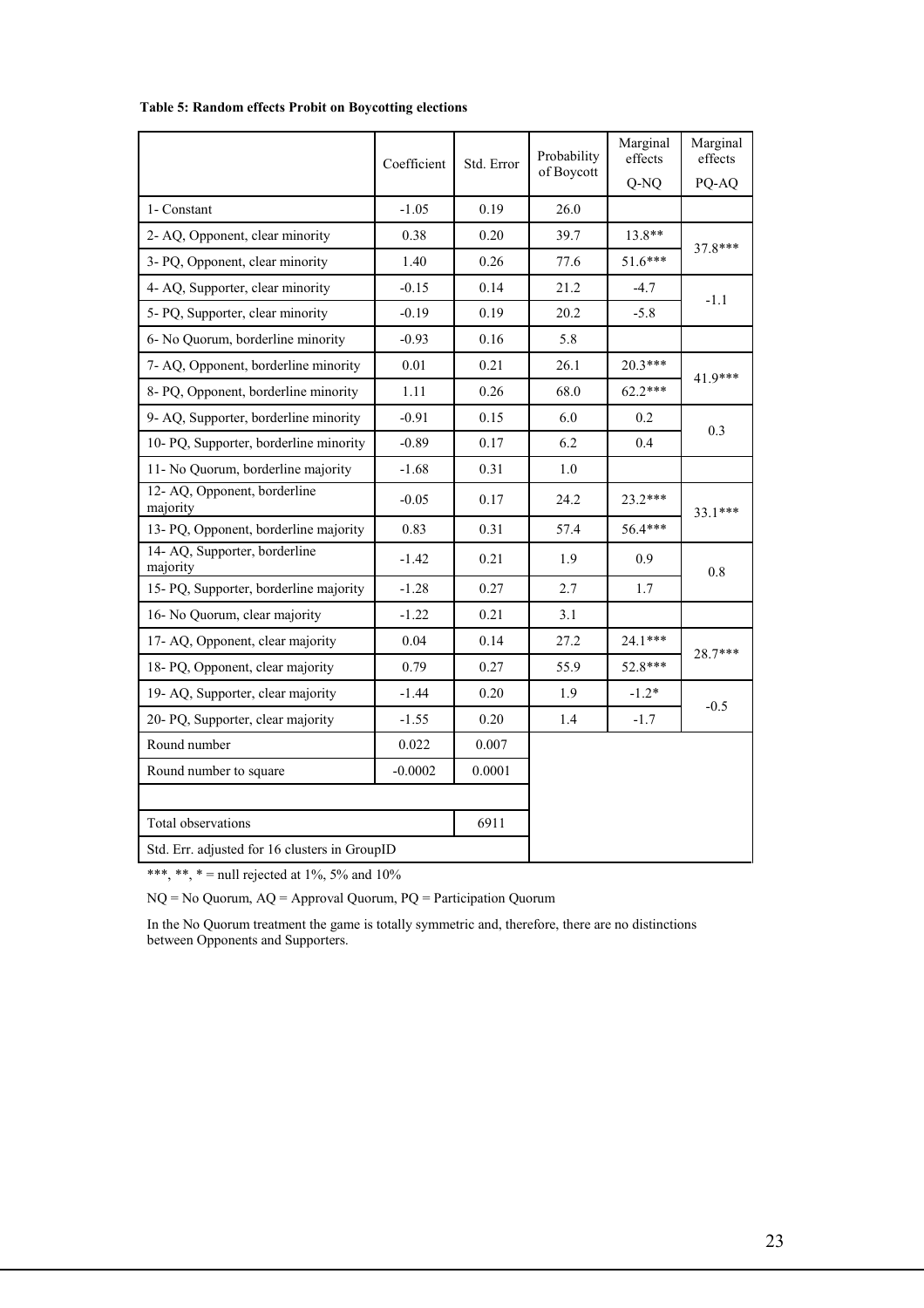**Table 5: Random effects Probit on Boycotting elections**

| | Coefficient | Std. Error | Probability of Boycott | Marginal effects Q-NQ | Marginal effects PQ-AQ |
|---|---|---|---|---|---|
| 1- Constant | -1.05 | 0.19 | 26.0 | | |
| 2- AQ, Opponent, clear minority | 0.38 | 0.20 | 39.7 | 13.8** | 37.8*** |
| 3- PQ, Opponent, clear minority | 1.40 | 0.26 | 77.6 | 51.6*** | |
| 4- AQ, Supporter, clear minority | -0.15 | 0.14 | 21.2 | -4.7 | -1.1 |
| 5- PQ, Supporter, clear minority | -0.19 | 0.19 | 20.2 | -5.8 | |
| 6- No Quorum, borderline minority | -0.93 | 0.16 | 5.8 | | |
| 7- AQ, Opponent, borderline minority | 0.01 | 0.21 | 26.1 | 20.3*** | 41.9*** |
| 8- PQ, Opponent, borderline minority | 1.11 | 0.26 | 68.0 | 62.2*** | |
| 9- AQ, Supporter, borderline minority | -0.91 | 0.15 | 6.0 | 0.2 | 0.3 |
| 10- PQ, Supporter, borderline minority | -0.89 | 0.17 | 6.2 | 0.4 | |
| 11- No Quorum, borderline majority | -1.68 | 0.31 | 1.0 | | |
| 12- AQ, Opponent, borderline majority | -0.05 | 0.17 | 24.2 | 23.2*** | 33.1*** |
| 13- PQ, Opponent, borderline majority | 0.83 | 0.31 | 57.4 | 56.4*** | |
| 14- AQ, Supporter, borderline majority | -1.42 | 0.21 | 1.9 | 0.9 | 0.8 |
| 15- PQ, Supporter, borderline majority | -1.28 | 0.27 | 2.7 | 1.7 | |
| 16- No Quorum, clear majority | -1.22 | 0.21 | 3.1 | | |
| 17- AQ, Opponent, clear majority | 0.04 | 0.14 | 27.2 | 24.1*** | 28.7*** |
| 18- PQ, Opponent, clear majority | 0.79 | 0.27 | 55.9 | 52.8*** | |
| 19- AQ, Supporter, clear majority | -1.44 | 0.20 | 1.9 | -1.2* | -0.5 |
| 20- PQ, Supporter, clear majority | -1.55 | 0.20 | 1.4 | -1.7 | |
| Round number | 0.022 | 0.007 | | | |
| Round number to square | -0.0002 | 0.0001 | | | |
| | | | | | |
| Total observations | | 6911 | | | |
| Std. Err. adjusted for 16 clusters in GroupID | | | | | |

***, **, * = null rejected at 1%, 5% and 10%

NQ = No Quorum, AQ = Approval Quorum, PQ = Participation Quorum

In the No Quorum treatment the game is totally symmetric and, therefore, there are no distinctions between Opponents and Supporters.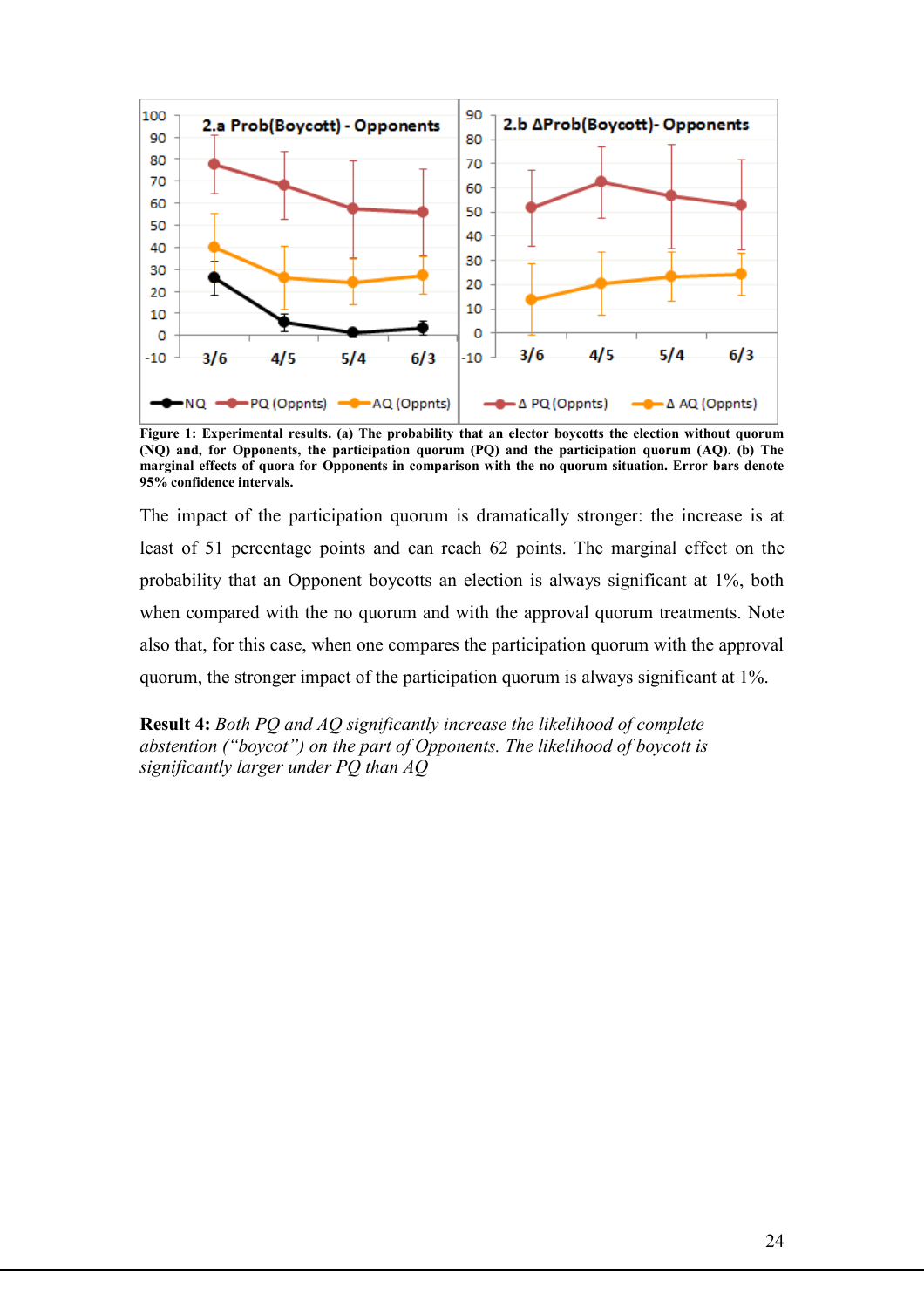Figure 1: Experimental results. (a) The probability that an elector boycotts the election without quorum (NQ) and, for Opponents, the participation quorum (PQ) and the participation quorum (AQ). (b) The marginal effects of quora for Opponents in comparison with the no quorum situation. Error bars denote 95% confidence intervals.

The impact of the participation quorum is dramatically stronger: the increase is at least of 51 percentage points and can reach 62 points. The marginal effect on the probability that an Opponent boycotts an election is always significant at 1%, both when compared with the no quorum and with the approval quorum treatments. Note also that, for this case, when one compares the participation quorum with the approval quorum, the stronger impact of the participation quorum is always significant at 1%.

**Result 4:** *Both PQ and AQ significantly increase the likelihood of complete abstention ("boycott") on the part of Opponents. The likelihood of boycott is significantly larger under PQ than AQ*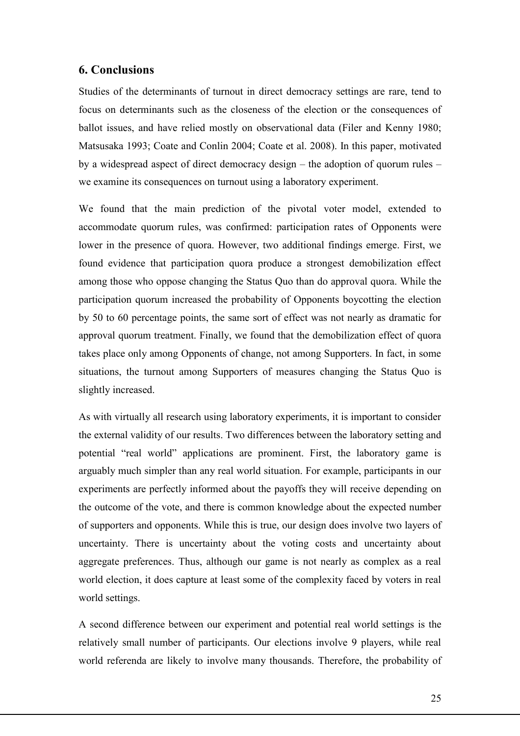## 6. Conclusions

Studies of the determinants of turnout in direct democracy settings are rare, tend to focus on determinants such as the closeness of the election or the consequences of ballot issues, and have relied mostly on observational data (Filer and Kenny 1980; Matsusaka 1993; Coate and Conlin 2004; Coate et al. 2008). In this paper, motivated by a widespread aspect of direct democracy design – the adoption of quorum rules – we examine its consequences on turnout using a laboratory experiment.

We found that the main prediction of the pivotal voter model, extended to accommodate quorum rules, was confirmed: participation rates of Opponents were lower in the presence of quora. However, two additional findings emerge. First, we found evidence that participation quora produce a strongest demobilization effect among those who oppose changing the Status Quo than do approval quora. While the participation quorum increased the probability of Opponents boycotting the election by 50 to 60 percentage points, the same sort of effect was not nearly as dramatic for approval quorum treatment. Finally, we found that the demobilization effect of quora takes place only among Opponents of change, not among Supporters. In fact, in some situations, the turnout among Supporters of measures changing the Status Quo is slightly increased.

As with virtually all research using laboratory experiments, it is important to consider the external validity of our results. Two differences between the laboratory setting and potential "real world" applications are prominent. First, the laboratory game is arguably much simpler than any real world situation. For example, participants in our experiments are perfectly informed about the payoffs they will receive depending on the outcome of the vote, and there is common knowledge about the expected number of supporters and opponents. While this is true, our design does involve two layers of uncertainty. There is uncertainty about the voting costs and uncertainty about aggregate preferences. Thus, although our game is not nearly as complex as a real world election, it does capture at least some of the complexity faced by voters in real world settings.

A second difference between our experiment and potential real world settings is the relatively small number of participants. Our elections involve 9 players, while real world referenda are likely to involve many thousands. Therefore, the probability of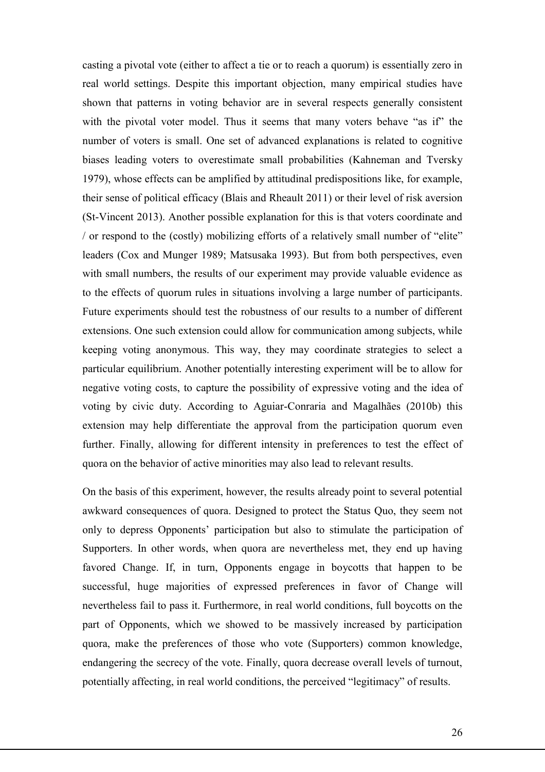casting a pivotal vote (either to affect a tie or to reach a quorum) is essentially zero in real world settings. Despite this important objection, many empirical studies have shown that patterns in voting behavior are in several respects generally consistent with the pivotal voter model. Thus it seems that many voters behave "as if" the number of voters is small. One set of advanced explanations is related to cognitive biases leading voters to overestimate small probabilities (Kahneman and Tversky 1979), whose effects can be amplified by attitudinal predispositions like, for example, their sense of political efficacy (Blais and Rheault 2011) or their level of risk aversion (St-Vincent 2013). Another possible explanation for this is that voters coordinate and / or respond to the (costly) mobilizing efforts of a relatively small number of "elite" leaders (Cox and Munger 1989; Matsusaka 1993). But from both perspectives, even with small numbers, the results of our experiment may provide valuable evidence as to the effects of quorum rules in situations involving a large number of participants. Future experiments should test the robustness of our results to a number of different extensions. One such extension could allow for communication among subjects, while keeping voting anonymous. This way, they may coordinate strategies to select a particular equilibrium. Another potentially interesting experiment will be to allow for negative voting costs, to capture the possibility of expressive voting and the idea of voting by civic duty. According to Aguiar-Conraria and Magalhães (2010b) this extension may help differentiate the approval from the participation quorum even further. Finally, allowing for different intensity in preferences to test the effect of quora on the behavior of active minorities may also lead to relevant results.

On the basis of this experiment, however, the results already point to several potential awkward consequences of quora. Designed to protect the Status Quo, they seem not only to depress Opponents' participation but also to stimulate the participation of Supporters. In other words, when quora are nevertheless met, they end up having favored Change. If, in turn, Opponents engage in boycotts that happen to be successful, huge majorities of expressed preferences in favor of Change will nevertheless fail to pass it. Furthermore, in real world conditions, full boycotts on the part of Opponents, which we showed to be massively increased by participation quora, make the preferences of those who vote (Supporters) common knowledge, endangering the secrecy of the vote. Finally, quora decrease overall levels of turnout, potentially affecting, in real world conditions, the perceived "legitimacy" of results.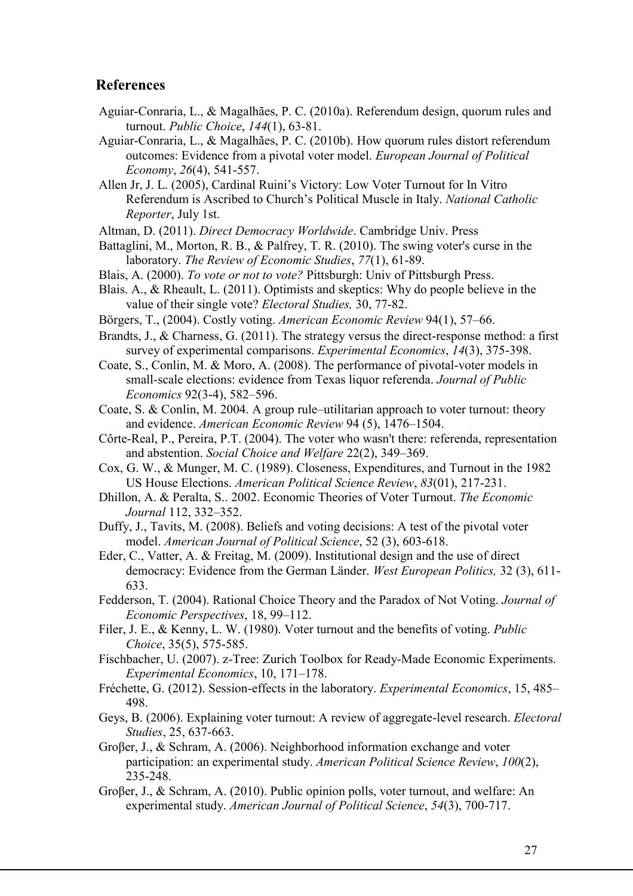## References

Aguiar-Conraria, L., & Magalhães, P. C. (2010a). Referendum design, quorum rules and turnout. *Public Choice*, *144*(1), 63-81.

Aguiar-Conraria, L., & Magalhães, P. C. (2010b). How quorum rules distort referendum outcomes: Evidence from a pivotal voter model. *European Journal of Political Economy*, *26*(4), 541-557.

Allen Jr, J. L. (2005), Cardinal Ruini's Victory: Low Voter Turnout for In Vitro Referendum is Ascribed to Church's Political Muscle in Italy. *National Catholic Reporter*, July 1st.

Altman, D. (2011). *Direct Democracy Worldwide*. Cambridge Univ. Press

Battaglini, M., Morton, R. B., & Palfrey, T. R. (2010). The swing voter's curse in the laboratory. *The Review of Economic Studies*, *77*(1), 61-89.

Blais, A. (2000). *To vote or not to vote?* Pittsburgh: Univ of Pittsburgh Press.

Blais. A., & Rheault, L. (2011). Optimists and skeptics: Why do people believe in the value of their single vote? *Electoral Studies,* 30, 77-82.

Börgers, T., (2004). Costly voting. *American Economic Review* 94(1), 57–66.

Brandts, J., & Charness, G. (2011). The strategy versus the direct-response method: a first survey of experimental comparisons. *Experimental Economics*, *14*(3), 375-398.

Coate, S., Conlin, M. & Moro, A. (2008). The performance of pivotal-voter models in small-scale elections: evidence from Texas liquor referenda. *Journal of Public Economics* 92(3-4), 582–596.

Coate, S. & Conlin, M. 2004. A group rule–utilitarian approach to voter turnout: theory and evidence. *American Economic Review* 94 (5), 1476–1504.

Côrte-Real, P., Pereira, P.T. (2004). The voter who wasn't there: referenda, representation and abstention. *Social Choice and Welfare* 22(2), 349–369.

Cox, G. W., & Munger, M. C. (1989). Closeness, Expenditures, and Turnout in the 1982 US House Elections. *American Political Science Review*, *83*(01), 217-231.

Dhillon, A. & Peralta, S.. 2002. Economic Theories of Voter Turnout. *The Economic Journal* 112, 332–352.

Duffy, J., Tavits, M. (2008). Beliefs and voting decisions: A test of the pivotal voter model. *American Journal of Political Science*, 52 (3), 603-618.

Eder, C., Vatter, A. & Freitag, M. (2009). Institutional design and the use of direct democracy: Evidence from the German Länder. *West European Politics,* 32 (3), 611-633.

Fedderson, T. (2004). Rational Choice Theory and the Paradox of Not Voting. *Journal of Economic Perspectives*, 18, 99–112.

Filer, J. E., & Kenny, L. W. (1980). Voter turnout and the benefits of voting. *Public Choice*, 35(5), 575-585.

Fischbacher, U. (2007). z-Tree: Zurich Toolbox for Ready-Made Economic Experiments. *Experimental Economics*, 10, 171–178.

Fréchette, G. (2012). Session-effects in the laboratory. *Experimental Economics*, 15, 485–498.

Geys, B. (2006). Explaining voter turnout: A review of aggregate-level research. *Electoral Studies*, 25, 637-663.

Groβer, J., & Schram, A. (2006). Neighborhood information exchange and voter participation: an experimental study. *American Political Science Review*, *100*(2), 235-248.

Groβer, J., & Schram, A. (2010). Public opinion polls, voter turnout, and welfare: An experimental study. *American Journal of Political Science*, *54*(3), 700-717.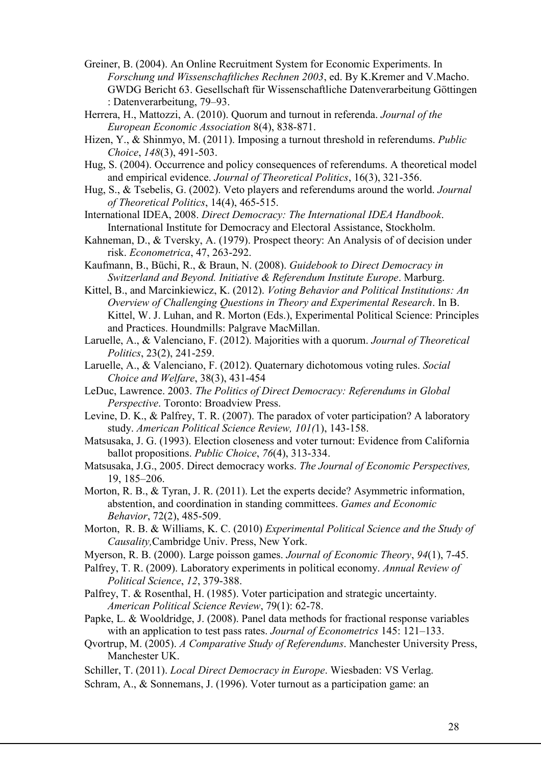Greiner, B. (2004). An Online Recruitment System for Economic Experiments. In *Forschung und Wissenschaftliches Rechnen 2003*, ed. By K.Kremer and V.Macho. GWDG Bericht 63. Gesellschaft für Wissenschaftliche Datenverarbeitung Göttingen : Datenverarbeitung, 79–93.

Herrera, H., Mattozzi, A. (2010). Quorum and turnout in referenda. *Journal of the European Economic Association* 8(4), 838-871.

Hizen, Y., & Shinmyo, M. (2011). Imposing a turnout threshold in referendums. *Public Choice*, *148*(3), 491-503.

Hug, S. (2004). Occurrence and policy consequences of referendums. A theoretical model and empirical evidence. *Journal of Theoretical Politics*, 16(3), 321-356.

Hug, S., & Tsebelis, G. (2002). Veto players and referendums around the world. *Journal of Theoretical Politics*, 14(4), 465-515.

International IDEA, 2008. *Direct Democracy: The International IDEA Handbook*. International Institute for Democracy and Electoral Assistance, Stockholm.

Kahneman, D., & Tversky, A. (1979). Prospect theory: An Analysis of of decision under risk. *Econometrica*, 47, 263-292.

Kaufmann, B., Büchi, R., & Braun, N. (2008). *Guidebook to Direct Democracy in Switzerland and Beyond. Initiative & Referendum Institute Europe*. Marburg.

Kittel, B., and Marcinkiewicz, K. (2012). *Voting Behavior and Political Institutions: An Overview of Challenging Questions in Theory and Experimental Research*. In B. Kittel, W. J. Luhan, and R. Morton (Eds.), Experimental Political Science: Principles and Practices. Houndmills: Palgrave MacMillan.

Laruelle, A., & Valenciano, F. (2012). Majorities with a quorum. *Journal of Theoretical Politics*, 23(2), 241-259.

Laruelle, A., & Valenciano, F. (2012). Quaternary dichotomous voting rules. *Social Choice and Welfare*, 38(3), 431-454

LeDuc, Lawrence. 2003. *The Politics of Direct Democracy: Referendums in Global Perspective*. Toronto: Broadview Press.

Levine, D. K., & Palfrey, T. R. (2007). The paradox of voter participation? A laboratory study. *American Political Science Review, 101(*1), 143-158.

Matsusaka, J. G. (1993). Election closeness and voter turnout: Evidence from California ballot propositions. *Public Choice*, *76*(4), 313-334.

Matsusaka, J.G., 2005. Direct democracy works. *The Journal of Economic Perspectives,* 19, 185–206.

Morton, R. B., & Tyran, J. R. (2011). Let the experts decide? Asymmetric information, abstention, and coordination in standing committees. *Games and Economic Behavior*, 72(2), 485-509.

Morton, R. B. & Williams, K. C. (2010) *Experimental Political Science and the Study of Causality,*Cambridge Univ. Press, New York.

Myerson, R. B. (2000). Large poisson games. *Journal of Economic Theory*, *94*(1), 7-45.

Palfrey, T. R. (2009). Laboratory experiments in political economy. *Annual Review of Political Science*, *12*, 379-388.

Palfrey, T. & Rosenthal, H. (1985). Voter participation and strategic uncertainty. *American Political Science Review*, 79(1): 62-78.

Papke, L. & Wooldridge, J. (2008). Panel data methods for fractional response variables with an application to test pass rates. *Journal of Econometrics* 145: 121–133.

Qvortrup, M. (2005). *A Comparative Study of Referendums*. Manchester University Press, Manchester UK.

Schiller, T. (2011). *Local Direct Democracy in Europe*. Wiesbaden: VS Verlag.

Schram, A., & Sonnemans, J. (1996). Voter turnout as a participation game: an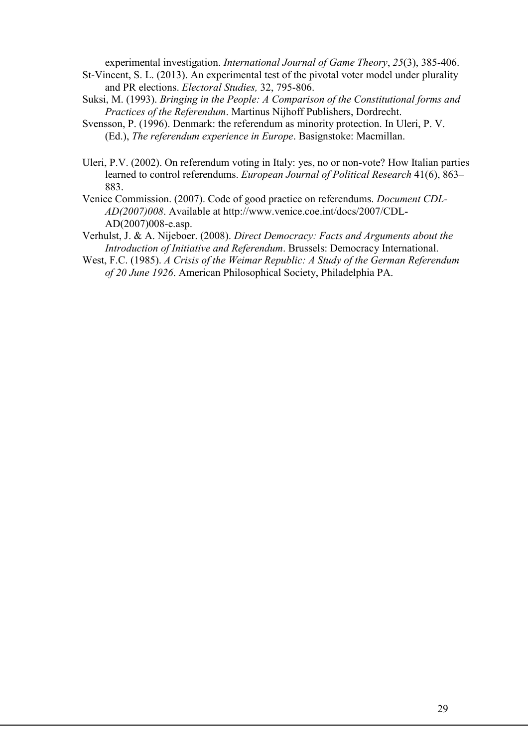experimental investigation. *International Journal of Game Theory*, *25*(3), 385-406.

St-Vincent, S. L. (2013). An experimental test of the pivotal voter model under plurality and PR elections. *Electoral Studies,* 32, 795-806.

Suksi, M. (1993). *Bringing in the People: A Comparison of the Constitutional forms and Practices of the Referendum*. Martinus Nijhoff Publishers, Dordrecht.

Svensson, P. (1996). Denmark: the referendum as minority protection. In Uleri, P. V. (Ed.), *The referendum experience in Europe*. Basignstoke: Macmillan.

Uleri, P.V. (2002). On referendum voting in Italy: yes, no or non-vote? How Italian parties learned to control referendums. *European Journal of Political Research* 41(6), 863–883.

Venice Commission. (2007). Code of good practice on referendums. *Document CDL-AD(2007)008*. Available at http://www.venice.coe.int/docs/2007/CDL-AD(2007)008-e.asp.

Verhulst, J. & A. Nijeboer. (2008). *Direct Democracy: Facts and Arguments about the Introduction of Initiative and Referendum*. Brussels: Democracy International.

West, F.C. (1985). *A Crisis of the Weimar Republic: A Study of the German Referendum of 20 June 1926*. American Philosophical Society, Philadelphia PA.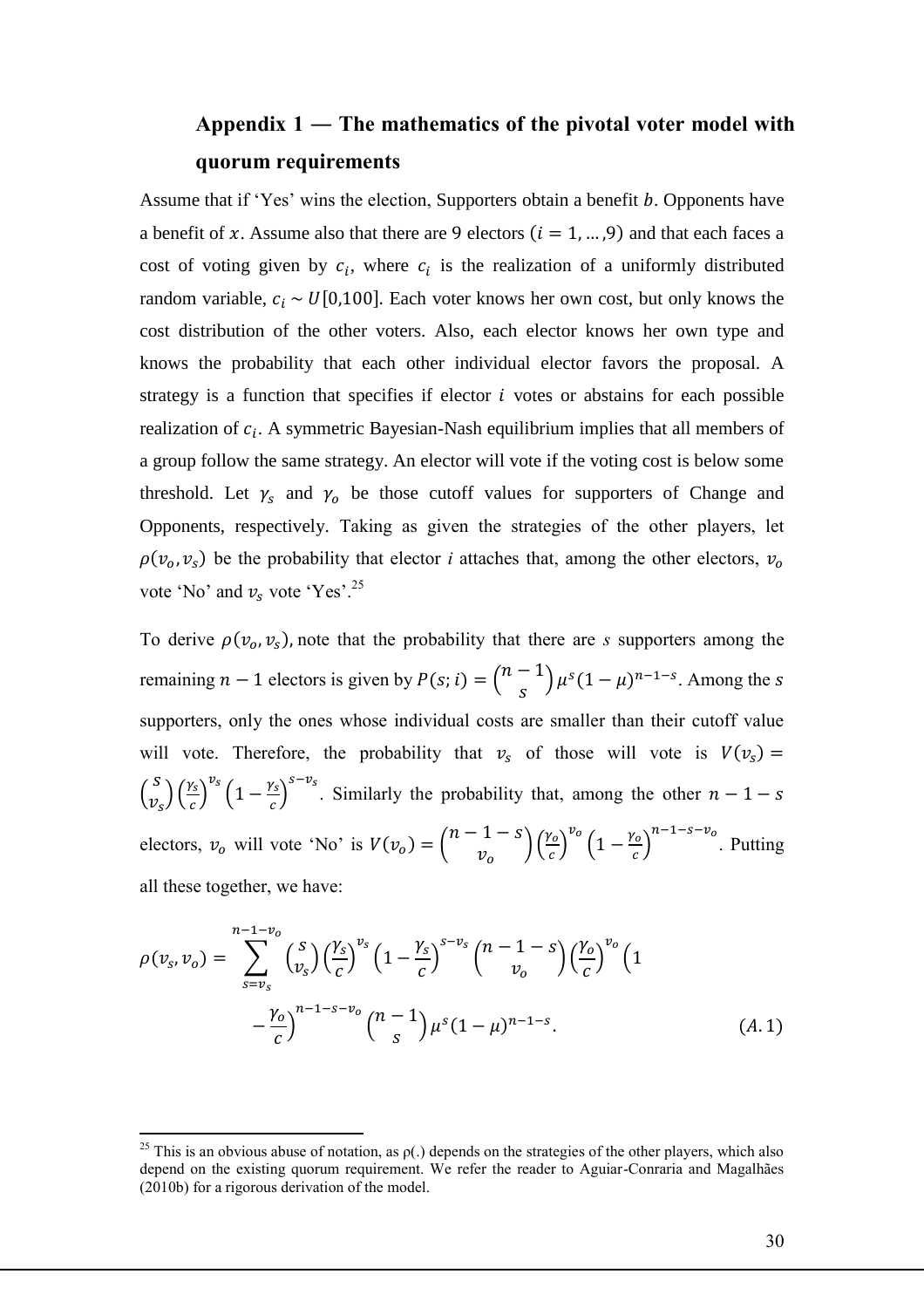## Appendix 1 — The mathematics of the pivotal voter model with quorum requirements

Assume that if 'Yes' wins the election, Supporters obtain a benefit $b$. Opponents have a benefit of $x$. Assume also that there are 9 electors ($i = 1, \ldots, 9$) and that each faces a cost of voting given by $c_i$, where $c_i$ is the realization of a uniformly distributed random variable, $c_i \sim U[0,100]$. Each voter knows her own cost, but only knows the cost distribution of the other voters. Also, each elector knows her own type and knows the probability that each other individual elector favors the proposal. A strategy is a function that specifies if elector $i$ votes or abstains for each possible realization of $c_i$. A symmetric Bayesian-Nash equilibrium implies that all members of a group follow the same strategy. An elector will vote if the voting cost is below some threshold. Let $\gamma_s$ and $\gamma_o$ be those cutoff values for supporters of Change and Opponents, respectively. Taking as given the strategies of the other players, let $\rho(v_o, v_s)$ be the probability that elector *i* attaches that, among the other electors, $v_o$ vote 'No' and $v_s$ vote 'Yes'.[25]

To derive $\rho(v_o, v_s)$, note that the probability that there are *s* supporters among the remaining $n-1$ electors is given by $P(s;i) = \binom{n-1}{s}\mu^s(1-\mu)^{n-1-s}$. Among the *s* supporters, only the ones whose individual costs are smaller than their cutoff value will vote. Therefore, the probability that $v_s$ of those will vote is $V(v_s) = \binom{s}{v_s}\left(\frac{\gamma_s}{c}\right)^{v_s}\left(1-\frac{\gamma_s}{c}\right)^{s-v_s}$. Similarly the probability that, among the other $n-1-s$ electors, $v_o$ will vote 'No' is $V(v_o) = \binom{n-1-s}{v_o}\left(\frac{\gamma_o}{c}\right)^{v_o}\left(1-\frac{\gamma_o}{c}\right)^{n-1-s-v_o}$. Putting all these together, we have:

$$\rho(v_s, v_o) = \sum_{s=v_s}^{n-1-v_o} \binom{s}{v_s}\left(\frac{\gamma_s}{c}\right)^{v_s}\left(1-\frac{\gamma_s}{c}\right)^{s-v_s}\binom{n-1-s}{v_o}\left(\frac{\gamma_o}{c}\right)^{v_o}\left(1-\frac{\gamma_o}{c}\right)^{n-1-s-v_o}\binom{n-1}{s}\mu^s(1-\mu)^{n-1-s}. \qquad (A.1)$$

[25] This is an obvious abuse of notation, as ρ(.) depends on the strategies of the other players, which also depend on the existing quorum requirement. We refer the reader to Aguiar-Conraria and Magalhães (2010b) for a rigorous derivation of the model.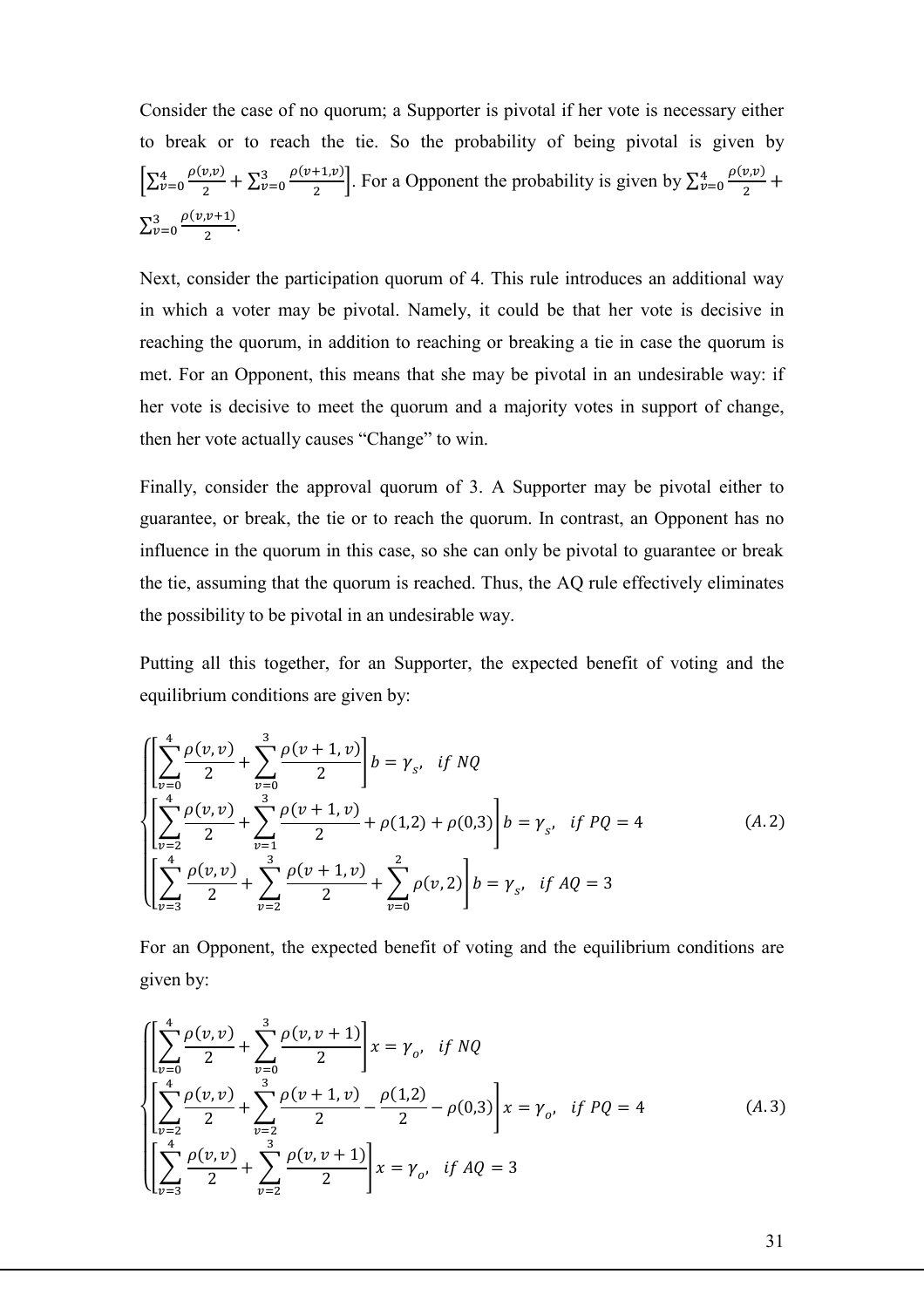Consider the case of no quorum; a Supporter is pivotal if her vote is necessary either to break or to reach the tie. So the probability of being pivotal is given by $\left[\sum_{v=0}^{4}\frac{\rho(v,v)}{2}+\sum_{v=0}^{3}\frac{\rho(v+1,v)}{2}\right]$. For a Opponent the probability is given by $\sum_{v=0}^{4}\frac{\rho(v,v)}{2}+\sum_{v=0}^{3}\frac{\rho(v,v+1)}{2}$.

Next, consider the participation quorum of 4. This rule introduces an additional way in which a voter may be pivotal. Namely, it could be that her vote is decisive in reaching the quorum, in addition to reaching or breaking a tie in case the quorum is met. For an Opponent, this means that she may be pivotal in an undesirable way: if her vote is decisive to meet the quorum and a majority votes in support of change, then her vote actually causes "Change" to win.

Finally, consider the approval quorum of 3. A Supporter may be pivotal either to guarantee, or break, the tie or to reach the quorum. In contrast, an Opponent has no influence in the quorum in this case, so she can only be pivotal to guarantee or break the tie, assuming that the quorum is reached. Thus, the AQ rule effectively eliminates the possibility to be pivotal in an undesirable way.

Putting all this together, for an Supporter, the expected benefit of voting and the equilibrium conditions are given by:

$$
\begin{cases}
\left[\sum_{v=0}^{4}\dfrac{\rho(v,v)}{2}+\sum_{v=0}^{3}\dfrac{\rho(v+1,v)}{2}\right]b=\gamma_s, \quad if\ NQ \\
\left[\sum_{v=2}^{4}\dfrac{\rho(v,v)}{2}+\sum_{v=1}^{3}\dfrac{\rho(v+1,v)}{2}+\rho(1,2)+\rho(0,3)\right]b=\gamma_s, \quad if\ PQ=4 \\
\left[\sum_{v=3}^{4}\dfrac{\rho(v,v)}{2}+\sum_{v=2}^{3}\dfrac{\rho(v+1,v)}{2}+\sum_{v=0}^{2}\rho(v,2)\right]b=\gamma_s, \quad if\ AQ=3
\end{cases}
\tag{A.2}
$$

For an Opponent, the expected benefit of voting and the equilibrium conditions are given by:

$$
\begin{cases}
\left[\sum_{v=0}^{4}\dfrac{\rho(v,v)}{2}+\sum_{v=0}^{3}\dfrac{\rho(v,v+1)}{2}\right]x=\gamma_o, \quad if\ NQ \\
\left[\sum_{v=2}^{4}\dfrac{\rho(v,v)}{2}+\sum_{v=2}^{3}\dfrac{\rho(v+1,v)}{2}-\dfrac{\rho(1,2)}{2}-\rho(0,3)\right]x=\gamma_o, \quad if\ PQ=4 \\
\left[\sum_{v=3}^{4}\dfrac{\rho(v,v)}{2}+\sum_{v=2}^{3}\dfrac{\rho(v,v+1)}{2}\right]x=\gamma_o, \quad if\ AQ=3
\end{cases}
\tag{A.3}
$$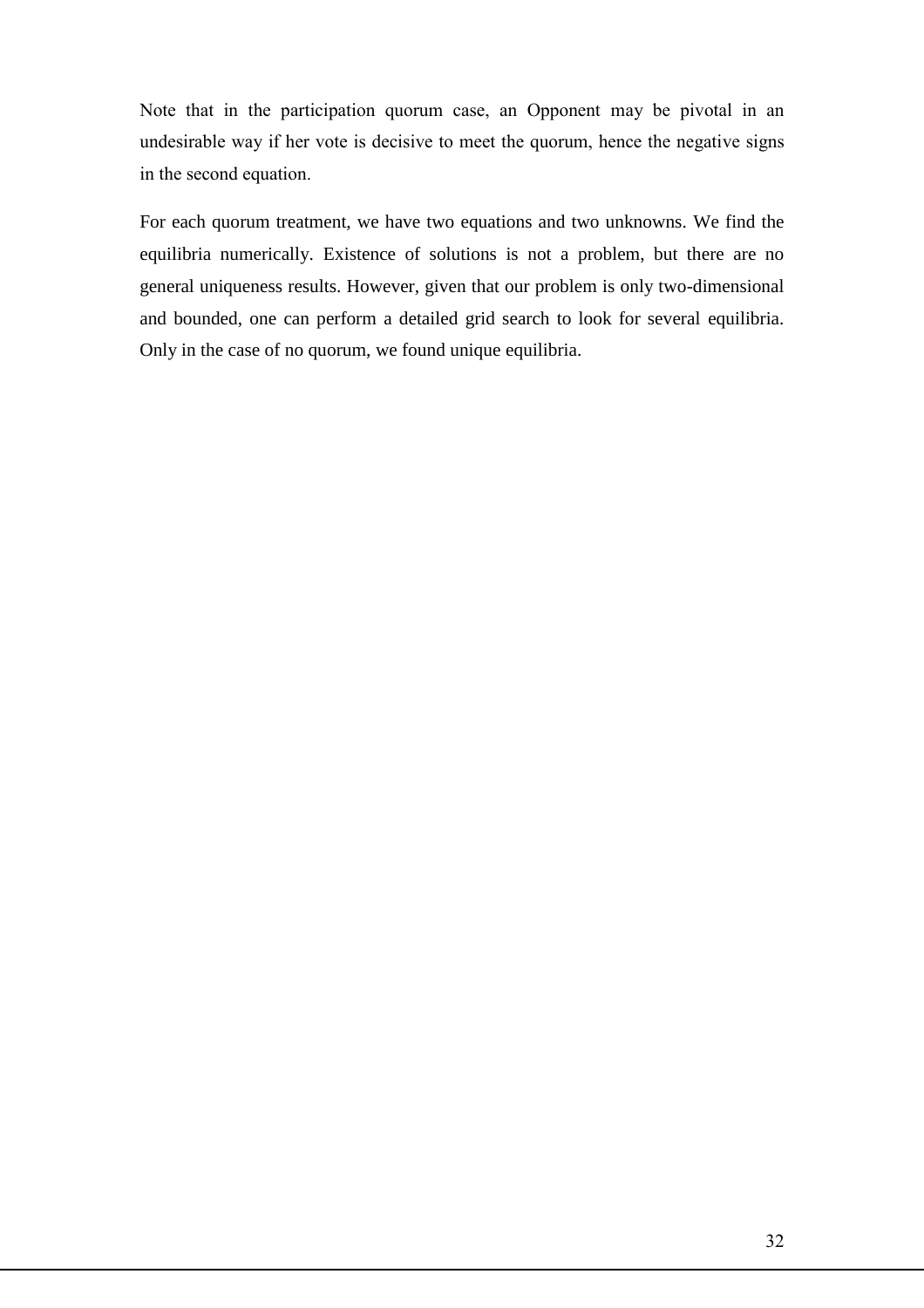Note that in the participation quorum case, an Opponent may be pivotal in an undesirable way if her vote is decisive to meet the quorum, hence the negative signs in the second equation.

For each quorum treatment, we have two equations and two unknowns. We find the equilibria numerically. Existence of solutions is not a problem, but there are no general uniqueness results. However, given that our problem is only two-dimensional and bounded, one can perform a detailed grid search to look for several equilibria. Only in the case of no quorum, we found unique equilibria.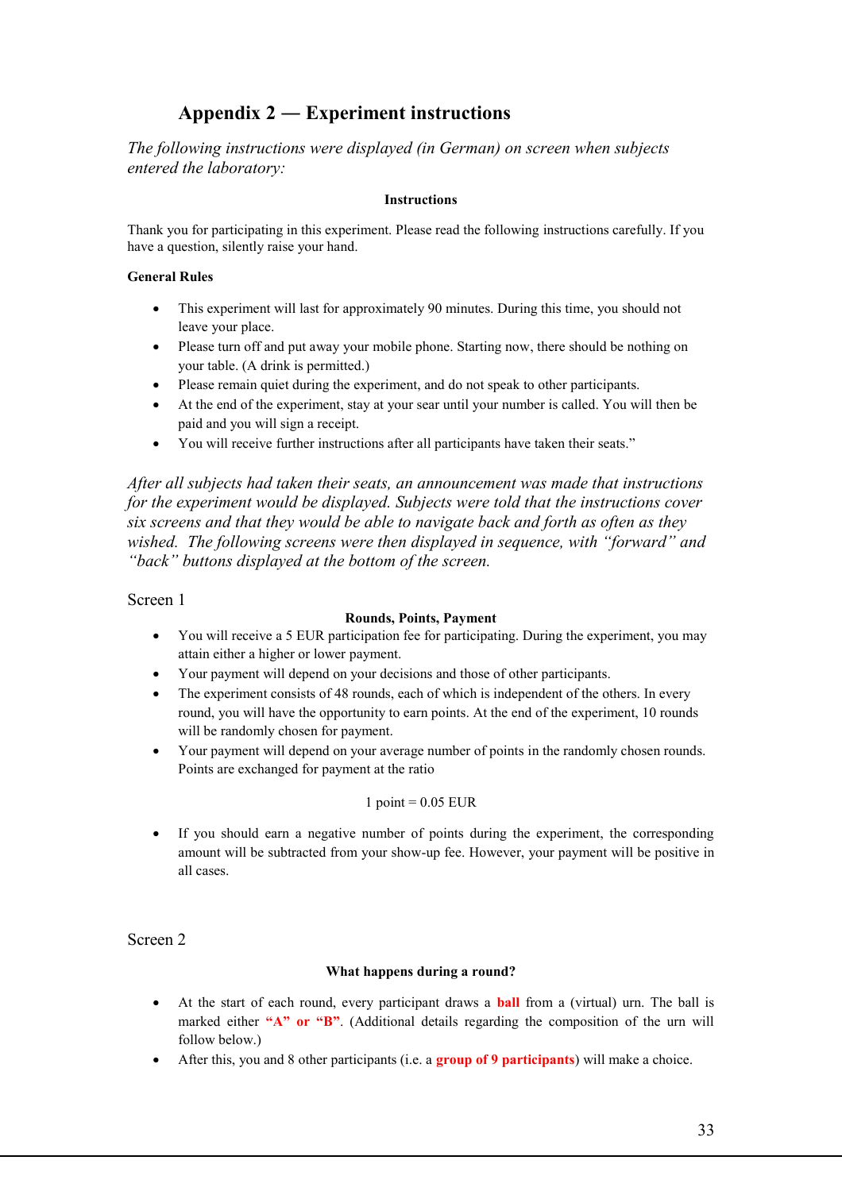## Appendix 2 — Experiment instructions

*The following instructions were displayed (in German) on screen when subjects entered the laboratory:*

**Instructions**

Thank you for participating in this experiment. Please read the following instructions carefully. If you have a question, silently raise your hand.

**General Rules**

- This experiment will last for approximately 90 minutes. During this time, you should not leave your place.
- Please turn off and put away your mobile phone. Starting now, there should be nothing on your table. (A drink is permitted.)
- Please remain quiet during the experiment, and do not speak to other participants.
- At the end of the experiment, stay at your sear until your number is called. You will then be paid and you will sign a receipt.
- You will receive further instructions after all participants have taken their seats."

*After all subjects had taken their seats, an announcement was made that instructions for the experiment would be displayed. Subjects were told that the instructions cover six screens and that they would be able to navigate back and forth as often as they wished. The following screens were then displayed in sequence, with "forward" and "back" buttons displayed at the bottom of the screen.*

Screen 1

**Rounds, Points, Payment**

- You will receive a 5 EUR participation fee for participating. During the experiment, you may attain either a higher or lower payment.
- Your payment will depend on your decisions and those of other participants.
- The experiment consists of 48 rounds, each of which is independent of the others. In every round, you will have the opportunity to earn points. At the end of the experiment, 10 rounds will be randomly chosen for payment.
- Your payment will depend on your average number of points in the randomly chosen rounds. Points are exchanged for payment at the ratio

1 point = 0.05 EUR

- If you should earn a negative number of points during the experiment, the corresponding amount will be subtracted from your show-up fee. However, your payment will be positive in all cases.

Screen 2

**What happens during a round?**

- At the start of each round, every participant draws a **ball** from a (virtual) urn. The ball is marked either **"A" or "B"**. (Additional details regarding the composition of the urn will follow below.)
- After this, you and 8 other participants (i.e. a **group of 9 participants**) will make a choice.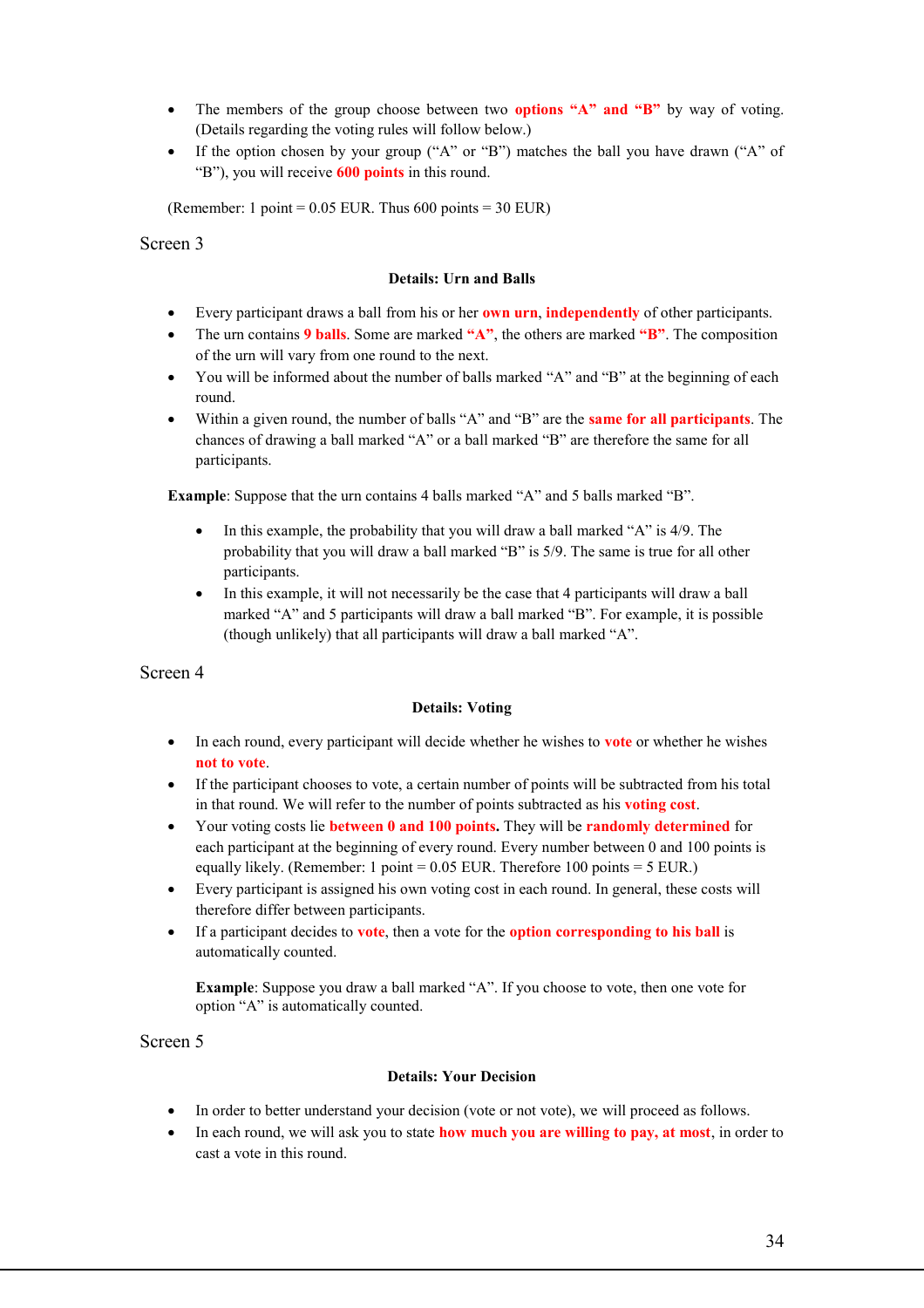- The members of the group choose between two **options "A" and "B"** by way of voting. (Details regarding the voting rules will follow below.)
- If the option chosen by your group ("A" or "B") matches the ball you have drawn ("A" of "B"), you will receive **600 points** in this round.

(Remember: 1 point = 0.05 EUR. Thus 600 points = 30 EUR)

Screen 3

**Details: Urn and Balls**

- Every participant draws a ball from his or her **own urn**, **independently** of other participants.
- The urn contains **9 balls**. Some are marked **"A"**, the others are marked **"B"**. The composition of the urn will vary from one round to the next.
- You will be informed about the number of balls marked "A" and "B" at the beginning of each round.
- Within a given round, the number of balls "A" and "B" are the **same for all participants**. The chances of drawing a ball marked "A" or a ball marked "B" are therefore the same for all participants.

**Example**: Suppose that the urn contains 4 balls marked "A" and 5 balls marked "B".

- In this example, the probability that you will draw a ball marked "A" is 4/9. The probability that you will draw a ball marked "B" is 5/9. The same is true for all other participants.
- In this example, it will not necessarily be the case that 4 participants will draw a ball marked "A" and 5 participants will draw a ball marked "B". For example, it is possible (though unlikely) that all participants will draw a ball marked "A".

Screen 4

**Details: Voting**

- In each round, every participant will decide whether he wishes to **vote** or whether he wishes **not to vote**.
- If the participant chooses to vote, a certain number of points will be subtracted from his total in that round. We will refer to the number of points subtracted as his **voting cost**.
- Your voting costs lie **between 0 and 100 points.** They will be **randomly determined** for each participant at the beginning of every round. Every number between 0 and 100 points is equally likely. (Remember: 1 point = 0.05 EUR. Therefore 100 points = 5 EUR.)
- Every participant is assigned his own voting cost in each round. In general, these costs will therefore differ between participants.
- If a participant decides to **vote**, then a vote for the **option corresponding to his ball** is automatically counted.

  **Example**: Suppose you draw a ball marked "A". If you choose to vote, then one vote for option "A" is automatically counted.

Screen 5

**Details: Your Decision**

- In order to better understand your decision (vote or not vote), we will proceed as follows.
- In each round, we will ask you to state **how much you are willing to pay, at most**, in order to cast a vote in this round.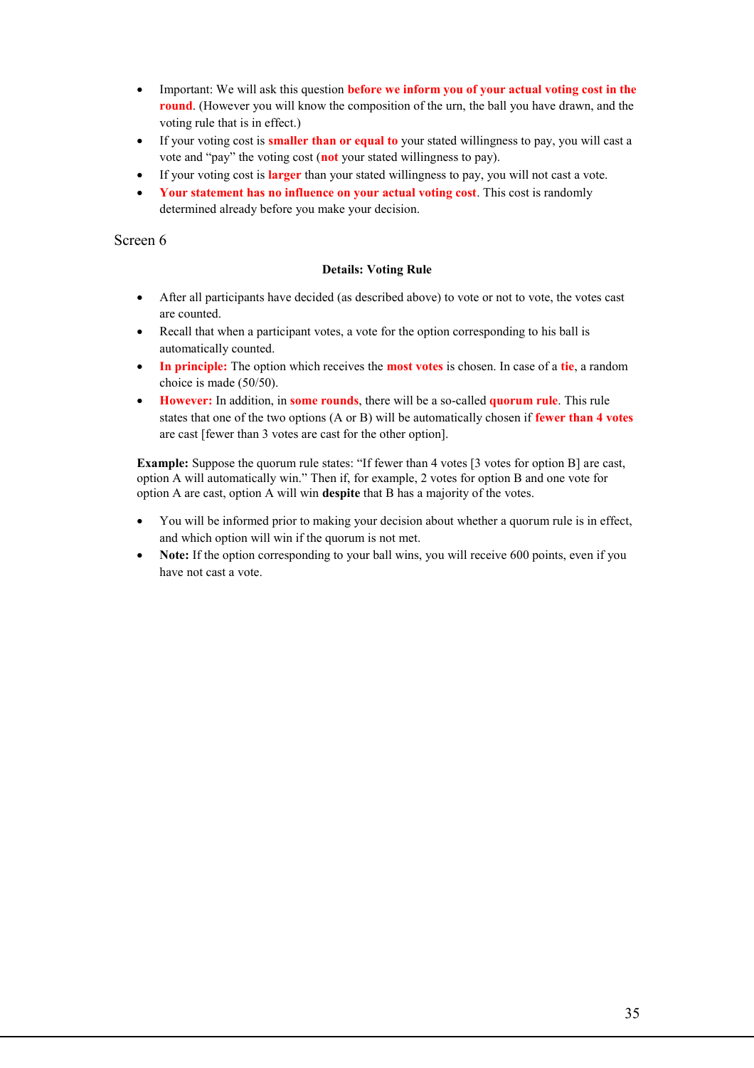- Important: We will ask this question **before we inform you of your actual voting cost in the round**. (However you will know the composition of the urn, the ball you have drawn, and the voting rule that is in effect.)
- If your voting cost is **smaller than or equal to** your stated willingness to pay, you will cast a vote and "pay" the voting cost (**not** your stated willingness to pay).
- If your voting cost is **larger** than your stated willingness to pay, you will not cast a vote.
- **Your statement has no influence on your actual voting cost**. This cost is randomly determined already before you make your decision.

Screen 6

**Details: Voting Rule**

- After all participants have decided (as described above) to vote or not to vote, the votes cast are counted.
- Recall that when a participant votes, a vote for the option corresponding to his ball is automatically counted.
- **In principle:** The option which receives the **most votes** is chosen. In case of a **tie**, a random choice is made (50/50).
- **However:** In addition, in **some rounds**, there will be a so-called **quorum rule**. This rule states that one of the two options (A or B) will be automatically chosen if **fewer than 4 votes** are cast [fewer than 3 votes are cast for the other option].

**Example:** Suppose the quorum rule states: "If fewer than 4 votes [3 votes for option B] are cast, option A will automatically win." Then if, for example, 2 votes for option B and one vote for option A are cast, option A will win **despite** that B has a majority of the votes.

- You will be informed prior to making your decision about whether a quorum rule is in effect, and which option will win if the quorum is not met.
- **Note:** If the option corresponding to your ball wins, you will receive 600 points, even if you have not cast a vote.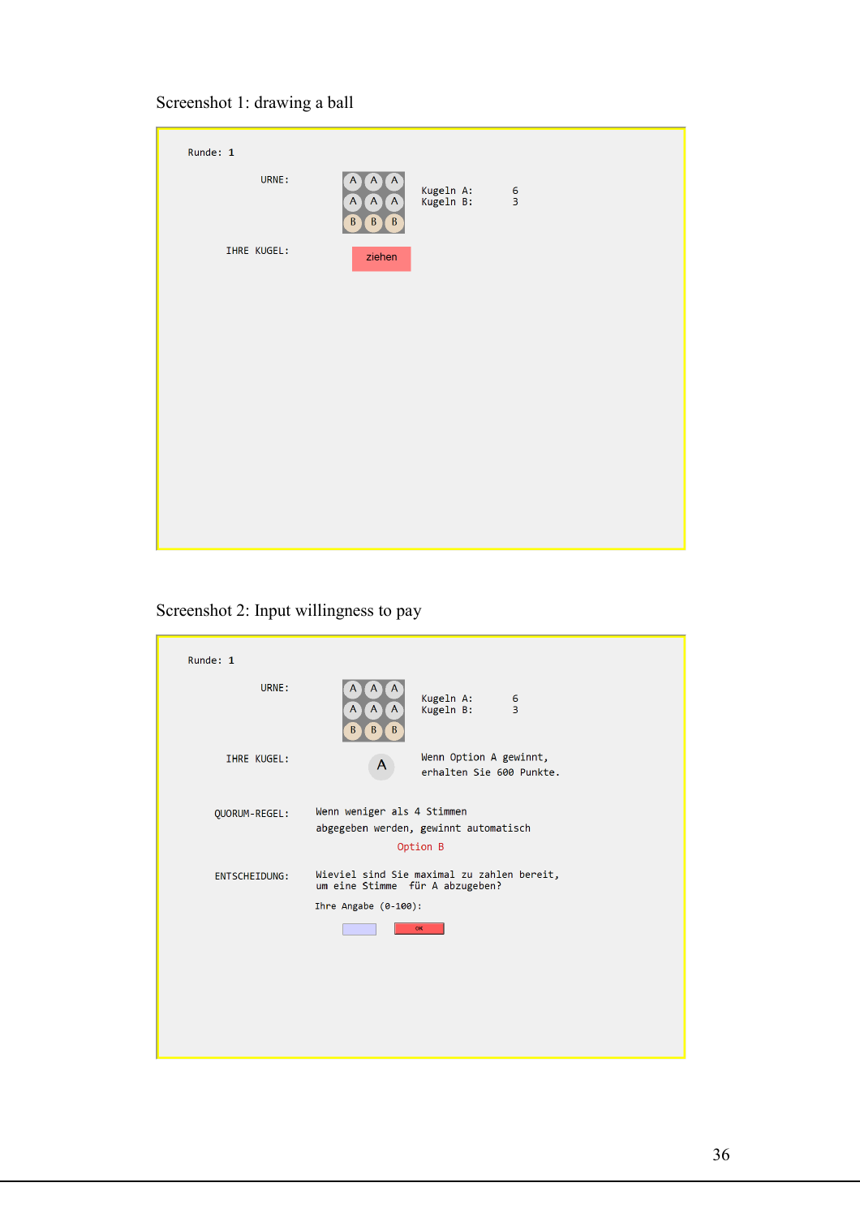Screenshot 1: drawing a ball

Runde: 1

URNE:

| A | A | A |
|---|---|---|
| A | A | A |
| B | B | B |

Kugeln A: 6
Kugeln B: 3

IHRE KUGEL:

ziehen

Screenshot 2: Input willingness to pay

Runde: 1

URNE:

| A | A | A |
|---|---|---|
| A | A | A |
| B | B | B |

Kugeln A: 6
Kugeln B: 3

IHRE KUGEL: A

Wenn Option A gewinnt, erhalten Sie 600 Punkte.

QUORUM-REGEL: Wenn weniger als 4 Stimmen abgegeben werden, gewinnt automatisch Option B

ENTSCHEIDUNG: Wieviel sind Sie maximal zu zahlen bereit, um eine Stimme für A abzugeben?

Ihre Angabe (0-100):

OK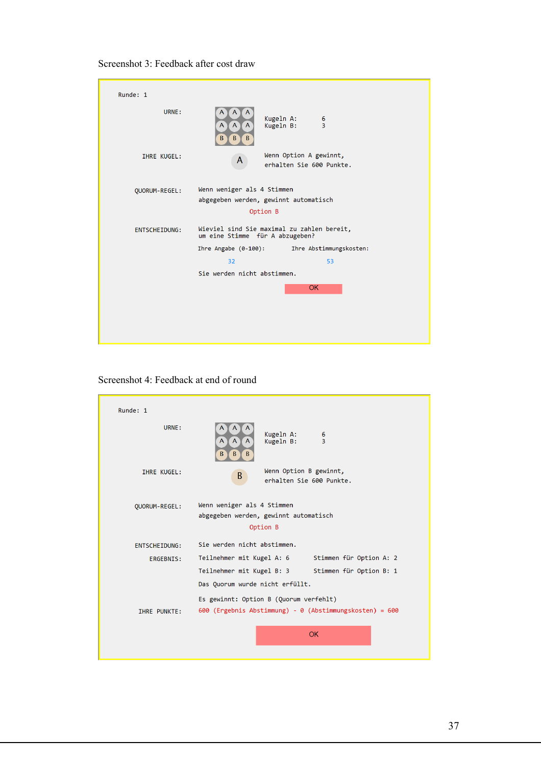Screenshot 3: Feedback after cost draw

```
Runde: 1

URNE:                [A A A / A A A / B B B]    Kugeln A:    6
                                                Kugeln B:    3

IHRE KUGEL:          A                          Wenn Option A gewinnt,
                                                erhalten Sie 600 Punkte.

QUORUM-REGEL:        Wenn weniger als 4 Stimmen
                     abgegeben werden, gewinnt automatisch
                     Option B

ENTSCHEIDUNG:        Wieviel sind Sie maximal zu zahlen bereit,
                     um eine Stimme  für A abzugeben?
                     Ihre Angabe (0-100):        Ihre Abstimmungskosten:
                          32                          53
                     Sie werden nicht abstimmen.
                                  OK
```

Screenshot 4: Feedback at end of round

```
Runde: 1

URNE:                [A A A / A A A / B B B]    Kugeln A:    6
                                                Kugeln B:    3

IHRE KUGEL:          B                          Wenn Option B gewinnt,
                                                erhalten Sie 600 Punkte.

QUORUM-REGEL:        Wenn weniger als 4 Stimmen
                     abgegeben werden, gewinnt automatisch
                     Option B

ENTSCHEIDUNG:        Sie werden nicht abstimmen.
ERGEBNIS:            Teilnehmer mit Kugel A: 6     Stimmen für Option A: 2
                     Teilnehmer mit Kugel B: 3     Stimmen für Option B: 1
                     Das Quorum wurde nicht erfüllt.

                     Es gewinnt: Option B (Quorum verfehlt)
IHRE PUNKTE:         600 (Ergebnis Abstimmung) - 0 (Abstimmungskosten) = 600
                                  OK
```